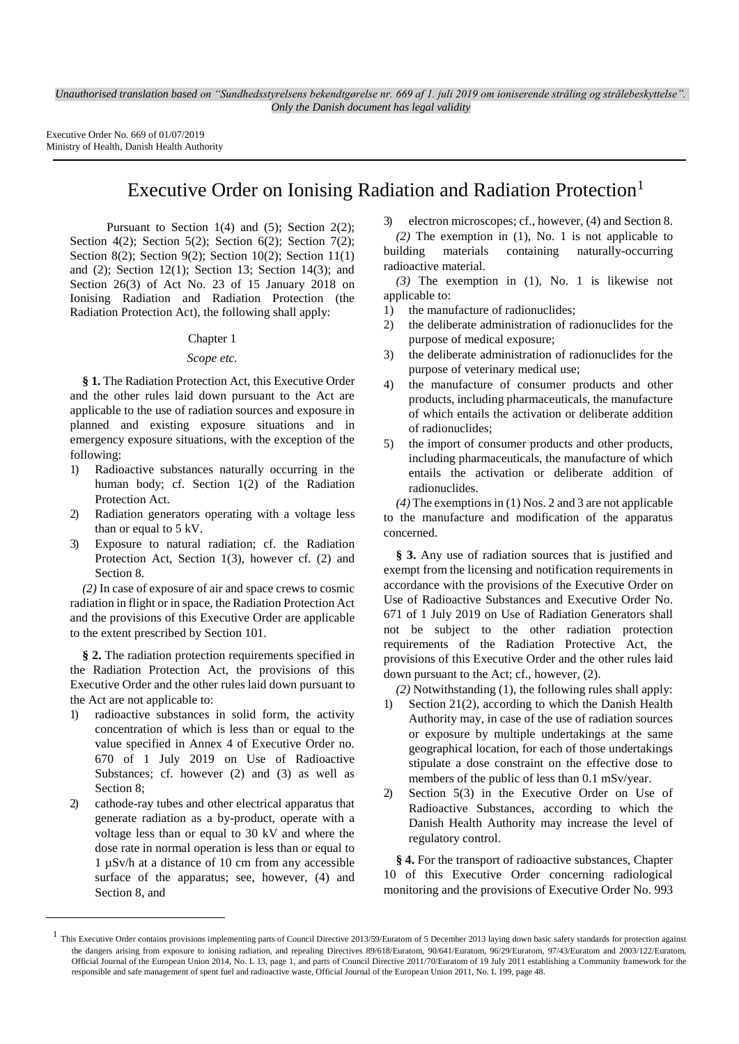*Unauthorised translation based on "Sundhedsstyrelsens bekendtgørelse nr. 669 af 1. juli 2019 om ioniserende stråling og strålebeskyttelse". Only the Danish document has legal validity*

Executive Order No. 669 of 01/07/2019
Ministry of Health, Danish Health Authority

# Executive Order on Ionising Radiation and Radiation Protection[1]

Pursuant to Section 1(4) and (5); Section 2(2); Section 4(2); Section 5(2); Section 6(2); Section 7(2); Section 8(2); Section 9(2); Section 10(2); Section 11(1) and (2); Section 12(1); Section 13; Section 14(3); and Section 26(3) of Act No. 23 of 15 January 2018 on Ionising Radiation and Radiation Protection (the Radiation Protection Act), the following shall apply:

## Chapter 1

### *Scope etc.*

**§ 1.** The Radiation Protection Act, this Executive Order and the other rules laid down pursuant to the Act are applicable to the use of radiation sources and exposure in planned and existing exposure situations and in emergency exposure situations, with the exception of the following:

1) Radioactive substances naturally occurring in the human body; cf. Section 1(2) of the Radiation Protection Act.
2) Radiation generators operating with a voltage less than or equal to 5 kV.
3) Exposure to natural radiation; cf. the Radiation Protection Act, Section 1(3), however cf. (2) and Section 8.

*(2)* In case of exposure of air and space crews to cosmic radiation in flight or in space, the Radiation Protection Act and the provisions of this Executive Order are applicable to the extent prescribed by Section 101.

**§ 2.** The radiation protection requirements specified in the Radiation Protection Act, the provisions of this Executive Order and the other rules laid down pursuant to the Act are not applicable to:

1) radioactive substances in solid form, the activity concentration of which is less than or equal to the value specified in Annex 4 of Executive Order no. 670 of 1 July 2019 on Use of Radioactive Substances; cf. however (2) and (3) as well as Section 8;
2) cathode-ray tubes and other electrical apparatus that generate radiation as a by-product, operate with a voltage less than or equal to 30 kV and where the dose rate in normal operation is less than or equal to 1 µSv/h at a distance of 10 cm from any accessible surface of the apparatus; see, however, (4) and Section 8, and
3) electron microscopes; cf., however, (4) and Section 8.

*(2)* The exemption in (1), No. 1 is not applicable to building materials containing naturally-occurring radioactive material.

*(3)* The exemption in (1), No. 1 is likewise not applicable to:

1) the manufacture of radionuclides;
2) the deliberate administration of radionuclides for the purpose of medical exposure;
3) the deliberate administration of radionuclides for the purpose of veterinary medical use;
4) the manufacture of consumer products and other products, including pharmaceuticals, the manufacture of which entails the activation or deliberate addition of radionuclides;
5) the import of consumer products and other products, including pharmaceuticals, the manufacture of which entails the activation or deliberate addition of radionuclides.

*(4)* The exemptions in (1) Nos. 2 and 3 are not applicable to the manufacture and modification of the apparatus concerned.

**§ 3.** Any use of radiation sources that is justified and exempt from the licensing and notification requirements in accordance with the provisions of the Executive Order on Use of Radioactive Substances and Executive Order No. 671 of 1 July 2019 on Use of Radiation Generators shall not be subject to the other radiation protection requirements of the Radiation Protective Act, the provisions of this Executive Order and the other rules laid down pursuant to the Act; cf., however, (2).

*(2)* Notwithstanding (1), the following rules shall apply:

1) Section 21(2), according to which the Danish Health Authority may, in case of the use of radiation sources or exposure by multiple undertakings at the same geographical location, for each of those undertakings stipulate a dose constraint on the effective dose to members of the public of less than 0.1 mSv/year.
2) Section 5(3) in the Executive Order on Use of Radioactive Substances, according to which the Danish Health Authority may increase the level of regulatory control.

**§ 4.** For the transport of radioactive substances, Chapter 10 of this Executive Order concerning radiological monitoring and the provisions of Executive Order No. 993

[1] This Executive Order contains provisions implementing parts of Council Directive 2013/59/Euratom of 5 December 2013 laying down basic safety standards for protection against the dangers arising from exposure to ionising radiation, and repealing Directives 89/618/Euratom, 90/641/Euratom, 96/29/Euratom, 97/43/Euratom and 2003/122/Euratom, Official Journal of the European Union 2014, No. L 13, page 1, and parts of Council Directive 2011/70/Euratom of 19 July 2011 establishing a Community framework for the responsible and safe management of spent fuel and radioactive waste, Official Journal of the European Union 2011, No. L 199, page 48.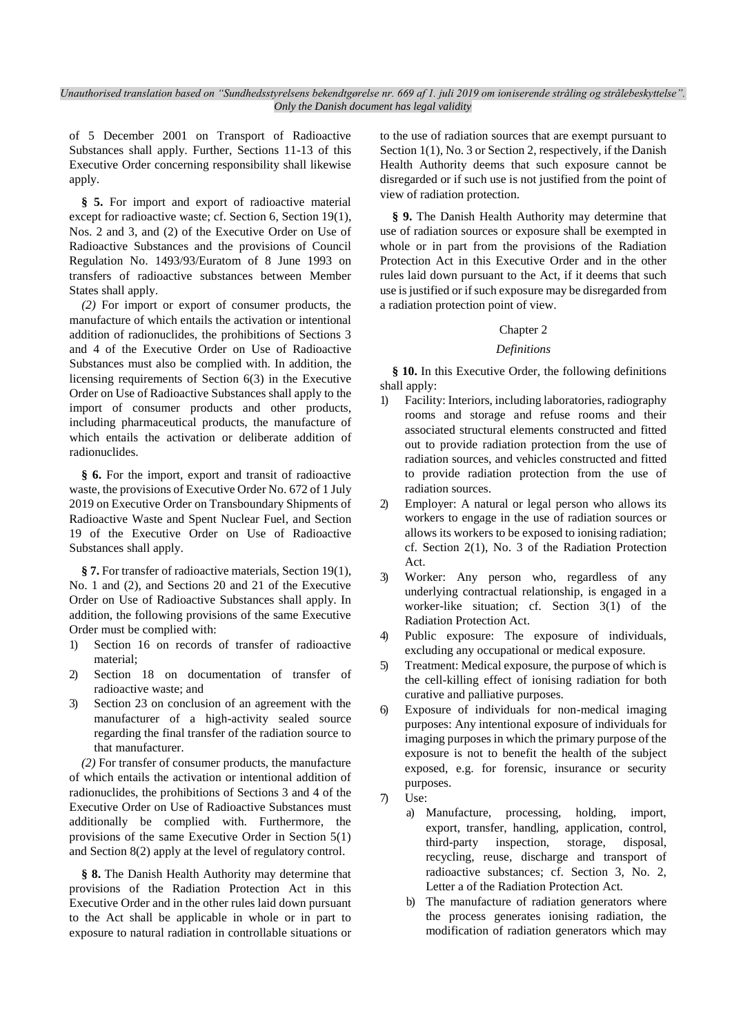of 5 December 2001 on Transport of Radioactive Substances shall apply. Further, Sections 11-13 of this Executive Order concerning responsibility shall likewise apply.

**§ 5.** For import and export of radioactive material except for radioactive waste; cf. Section 6, Section 19(1), Nos. 2 and 3, and (2) of the Executive Order on Use of Radioactive Substances and the provisions of Council Regulation No. 1493/93/Euratom of 8 June 1993 on transfers of radioactive substances between Member States shall apply.

*(2)* For import or export of consumer products, the manufacture of which entails the activation or intentional addition of radionuclides, the prohibitions of Sections 3 and 4 of the Executive Order on Use of Radioactive Substances must also be complied with. In addition, the licensing requirements of Section 6(3) in the Executive Order on Use of Radioactive Substances shall apply to the import of consumer products and other products, including pharmaceutical products, the manufacture of which entails the activation or deliberate addition of radionuclides.

**§ 6.** For the import, export and transit of radioactive waste, the provisions of Executive Order No. 672 of 1 July 2019 on Executive Order on Transboundary Shipments of Radioactive Waste and Spent Nuclear Fuel, and Section 19 of the Executive Order on Use of Radioactive Substances shall apply.

**§ 7.** For transfer of radioactive materials, Section 19(1), No. 1 and (2), and Sections 20 and 21 of the Executive Order on Use of Radioactive Substances shall apply. In addition, the following provisions of the same Executive Order must be complied with:

1) Section 16 on records of transfer of radioactive material;
2) Section 18 on documentation of transfer of radioactive waste; and
3) Section 23 on conclusion of an agreement with the manufacturer of a high-activity sealed source regarding the final transfer of the radiation source to that manufacturer.

*(2)* For transfer of consumer products, the manufacture of which entails the activation or intentional addition of radionuclides, the prohibitions of Sections 3 and 4 of the Executive Order on Use of Radioactive Substances must additionally be complied with. Furthermore, the provisions of the same Executive Order in Section 5(1) and Section 8(2) apply at the level of regulatory control.

**§ 8.** The Danish Health Authority may determine that provisions of the Radiation Protection Act in this Executive Order and in the other rules laid down pursuant to the Act shall be applicable in whole or in part to exposure to natural radiation in controllable situations or to the use of radiation sources that are exempt pursuant to Section 1(1), No. 3 or Section 2, respectively, if the Danish Health Authority deems that such exposure cannot be disregarded or if such use is not justified from the point of view of radiation protection.

**§ 9.** The Danish Health Authority may determine that use of radiation sources or exposure shall be exempted in whole or in part from the provisions of the Radiation Protection Act in this Executive Order and in the other rules laid down pursuant to the Act, if it deems that such use is justified or if such exposure may be disregarded from a radiation protection point of view.

## Chapter 2

### *Definitions*

**§ 10.** In this Executive Order, the following definitions shall apply:

1) Facility: Interiors, including laboratories, radiography rooms and storage and refuse rooms and their associated structural elements constructed and fitted out to provide radiation protection from the use of radiation sources, and vehicles constructed and fitted to provide radiation protection from the use of radiation sources.
2) Employer: A natural or legal person who allows its workers to engage in the use of radiation sources or allows its workers to be exposed to ionising radiation; cf. Section 2(1), No. 3 of the Radiation Protection Act.
3) Worker: Any person who, regardless of any underlying contractual relationship, is engaged in a worker-like situation; cf. Section 3(1) of the Radiation Protection Act.
4) Public exposure: The exposure of individuals, excluding any occupational or medical exposure.
5) Treatment: Medical exposure, the purpose of which is the cell-killing effect of ionising radiation for both curative and palliative purposes.
6) Exposure of individuals for non-medical imaging purposes: Any intentional exposure of individuals for imaging purposes in which the primary purpose of the exposure is not to benefit the health of the subject exposed, e.g. for forensic, insurance or security purposes.
7) Use:
   a) Manufacture, processing, holding, import, export, transfer, handling, application, control, third-party inspection, storage, disposal, recycling, reuse, discharge and transport of radioactive substances; cf. Section 3, No. 2, Letter a of the Radiation Protection Act.
   b) The manufacture of radiation generators where the process generates ionising radiation, the modification of radiation generators which may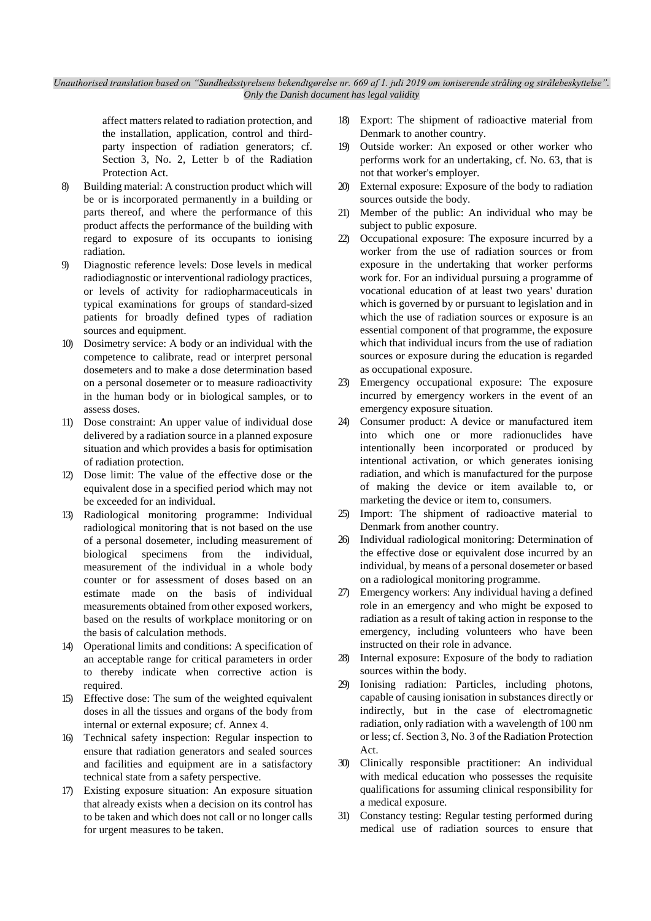affect matters related to radiation protection, and the installation, application, control and third-party inspection of radiation generators; cf. Section 3, No. 2, Letter b of the Radiation Protection Act.

8) Building material: A construction product which will be or is incorporated permanently in a building or parts thereof, and where the performance of this product affects the performance of the building with regard to exposure of its occupants to ionising radiation.
9) Diagnostic reference levels: Dose levels in medical radiodiagnostic or interventional radiology practices, or levels of activity for radiopharmaceuticals in typical examinations for groups of standard-sized patients for broadly defined types of radiation sources and equipment.
10) Dosimetry service: A body or an individual with the competence to calibrate, read or interpret personal dosemeters and to make a dose determination based on a personal dosemeter or to measure radioactivity in the human body or in biological samples, or to assess doses.
11) Dose constraint: An upper value of individual dose delivered by a radiation source in a planned exposure situation and which provides a basis for optimisation of radiation protection.
12) Dose limit: The value of the effective dose or the equivalent dose in a specified period which may not be exceeded for an individual.
13) Radiological monitoring programme: Individual radiological monitoring that is not based on the use of a personal dosemeter, including measurement of biological specimens from the individual, measurement of the individual in a whole body counter or for assessment of doses based on an estimate made on the basis of individual measurements obtained from other exposed workers, based on the results of workplace monitoring or on the basis of calculation methods.
14) Operational limits and conditions: A specification of an acceptable range for critical parameters in order to thereby indicate when corrective action is required.
15) Effective dose: The sum of the weighted equivalent doses in all the tissues and organs of the body from internal or external exposure; cf. Annex 4.
16) Technical safety inspection: Regular inspection to ensure that radiation generators and sealed sources and facilities and equipment are in a satisfactory technical state from a safety perspective.
17) Existing exposure situation: An exposure situation that already exists when a decision on its control has to be taken and which does not call or no longer calls for urgent measures to be taken.
18) Export: The shipment of radioactive material from Denmark to another country.
19) Outside worker: An exposed or other worker who performs work for an undertaking, cf. No. 63, that is not that worker's employer.
20) External exposure: Exposure of the body to radiation sources outside the body.
21) Member of the public: An individual who may be subject to public exposure.
22) Occupational exposure: The exposure incurred by a worker from the use of radiation sources or from exposure in the undertaking that worker performs work for. For an individual pursuing a programme of vocational education of at least two years' duration which is governed by or pursuant to legislation and in which the use of radiation sources or exposure is an essential component of that programme, the exposure which that individual incurs from the use of radiation sources or exposure during the education is regarded as occupational exposure.
23) Emergency occupational exposure: The exposure incurred by emergency workers in the event of an emergency exposure situation.
24) Consumer product: A device or manufactured item into which one or more radionuclides have intentionally been incorporated or produced by intentional activation, or which generates ionising radiation, and which is manufactured for the purpose of making the device or item available to, or marketing the device or item to, consumers.
25) Import: The shipment of radioactive material to Denmark from another country.
26) Individual radiological monitoring: Determination of the effective dose or equivalent dose incurred by an individual, by means of a personal dosemeter or based on a radiological monitoring programme.
27) Emergency workers: Any individual having a defined role in an emergency and who might be exposed to radiation as a result of taking action in response to the emergency, including volunteers who have been instructed on their role in advance.
28) Internal exposure: Exposure of the body to radiation sources within the body.
29) Ionising radiation: Particles, including photons, capable of causing ionisation in substances directly or indirectly, but in the case of electromagnetic radiation, only radiation with a wavelength of 100 nm or less; cf. Section 3, No. 3 of the Radiation Protection Act.
30) Clinically responsible practitioner: An individual with medical education who possesses the requisite qualifications for assuming clinical responsibility for a medical exposure.
31) Constancy testing: Regular testing performed during medical use of radiation sources to ensure that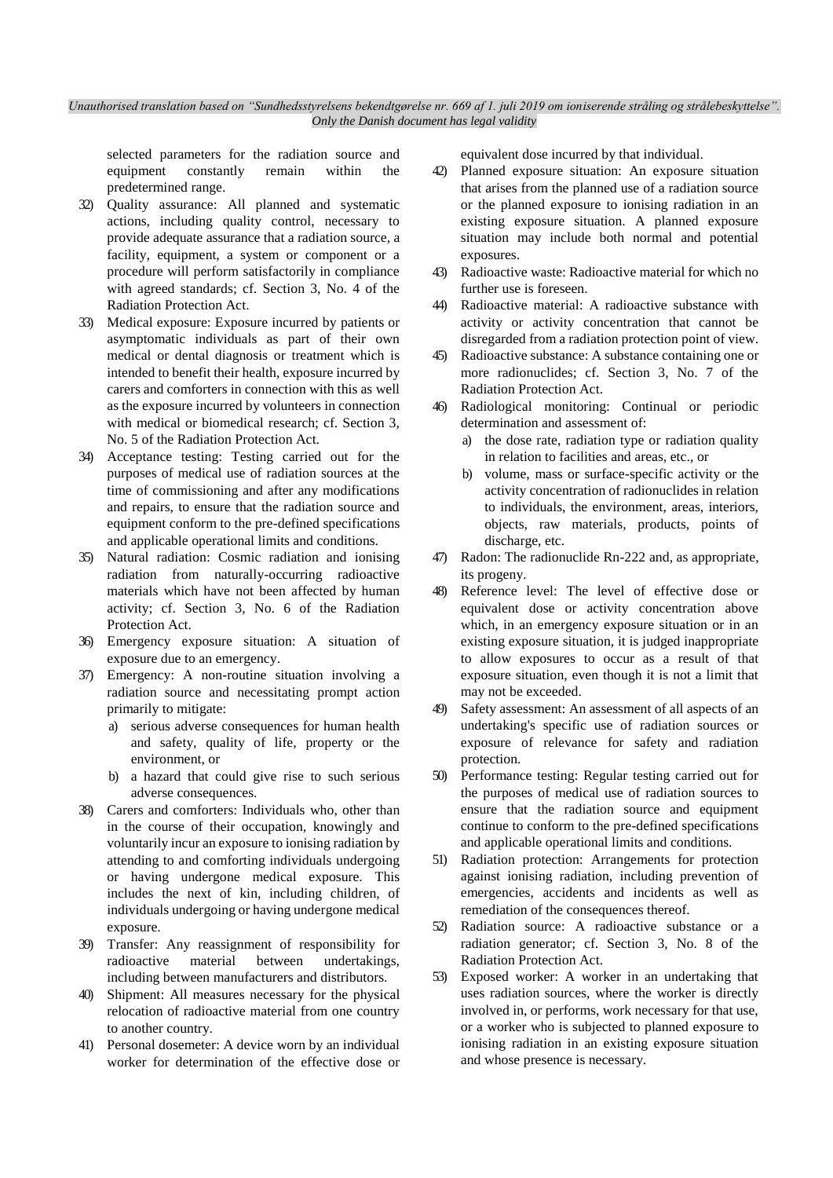selected parameters for the radiation source and equipment constantly remain within the predetermined range.

32) Quality assurance: All planned and systematic actions, including quality control, necessary to provide adequate assurance that a radiation source, a facility, equipment, a system or component or a procedure will perform satisfactorily in compliance with agreed standards; cf. Section 3, No. 4 of the Radiation Protection Act.
33) Medical exposure: Exposure incurred by patients or asymptomatic individuals as part of their own medical or dental diagnosis or treatment which is intended to benefit their health, exposure incurred by carers and comforters in connection with this as well as the exposure incurred by volunteers in connection with medical or biomedical research; cf. Section 3, No. 5 of the Radiation Protection Act.
34) Acceptance testing: Testing carried out for the purposes of medical use of radiation sources at the time of commissioning and after any modifications and repairs, to ensure that the radiation source and equipment conform to the pre-defined specifications and applicable operational limits and conditions.
35) Natural radiation: Cosmic radiation and ionising radiation from naturally-occurring radioactive materials which have not been affected by human activity; cf. Section 3, No. 6 of the Radiation Protection Act.
36) Emergency exposure situation: A situation of exposure due to an emergency.
37) Emergency: A non-routine situation involving a radiation source and necessitating prompt action primarily to mitigate:
    a) serious adverse consequences for human health and safety, quality of life, property or the environment, or
    b) a hazard that could give rise to such serious adverse consequences.
38) Carers and comforters: Individuals who, other than in the course of their occupation, knowingly and voluntarily incur an exposure to ionising radiation by attending to and comforting individuals undergoing or having undergone medical exposure. This includes the next of kin, including children, of individuals undergoing or having undergone medical exposure.
39) Transfer: Any reassignment of responsibility for radioactive material between undertakings, including between manufacturers and distributors.
40) Shipment: All measures necessary for the physical relocation of radioactive material from one country to another country.
41) Personal dosemeter: A device worn by an individual worker for determination of the effective dose or equivalent dose incurred by that individual.
42) Planned exposure situation: An exposure situation that arises from the planned use of a radiation source or the planned exposure to ionising radiation in an existing exposure situation. A planned exposure situation may include both normal and potential exposures.
43) Radioactive waste: Radioactive material for which no further use is foreseen.
44) Radioactive material: A radioactive substance with activity or activity concentration that cannot be disregarded from a radiation protection point of view.
45) Radioactive substance: A substance containing one or more radionuclides; cf. Section 3, No. 7 of the Radiation Protection Act.
46) Radiological monitoring: Continual or periodic determination and assessment of:
    a) the dose rate, radiation type or radiation quality in relation to facilities and areas, etc., or
    b) volume, mass or surface-specific activity or the activity concentration of radionuclides in relation to individuals, the environment, areas, interiors, objects, raw materials, products, points of discharge, etc.
47) Radon: The radionuclide Rn-222 and, as appropriate, its progeny.
48) Reference level: The level of effective dose or equivalent dose or activity concentration above which, in an emergency exposure situation or in an existing exposure situation, it is judged inappropriate to allow exposures to occur as a result of that exposure situation, even though it is not a limit that may not be exceeded.
49) Safety assessment: An assessment of all aspects of an undertaking's specific use of radiation sources or exposure of relevance for safety and radiation protection.
50) Performance testing: Regular testing carried out for the purposes of medical use of radiation sources to ensure that the radiation source and equipment continue to conform to the pre-defined specifications and applicable operational limits and conditions.
51) Radiation protection: Arrangements for protection against ionising radiation, including prevention of emergencies, accidents and incidents as well as remediation of the consequences thereof.
52) Radiation source: A radioactive substance or a radiation generator; cf. Section 3, No. 8 of the Radiation Protection Act.
53) Exposed worker: A worker in an undertaking that uses radiation sources, where the worker is directly involved in, or performs, work necessary for that use, or a worker who is subjected to planned exposure to ionising radiation in an existing exposure situation and whose presence is necessary.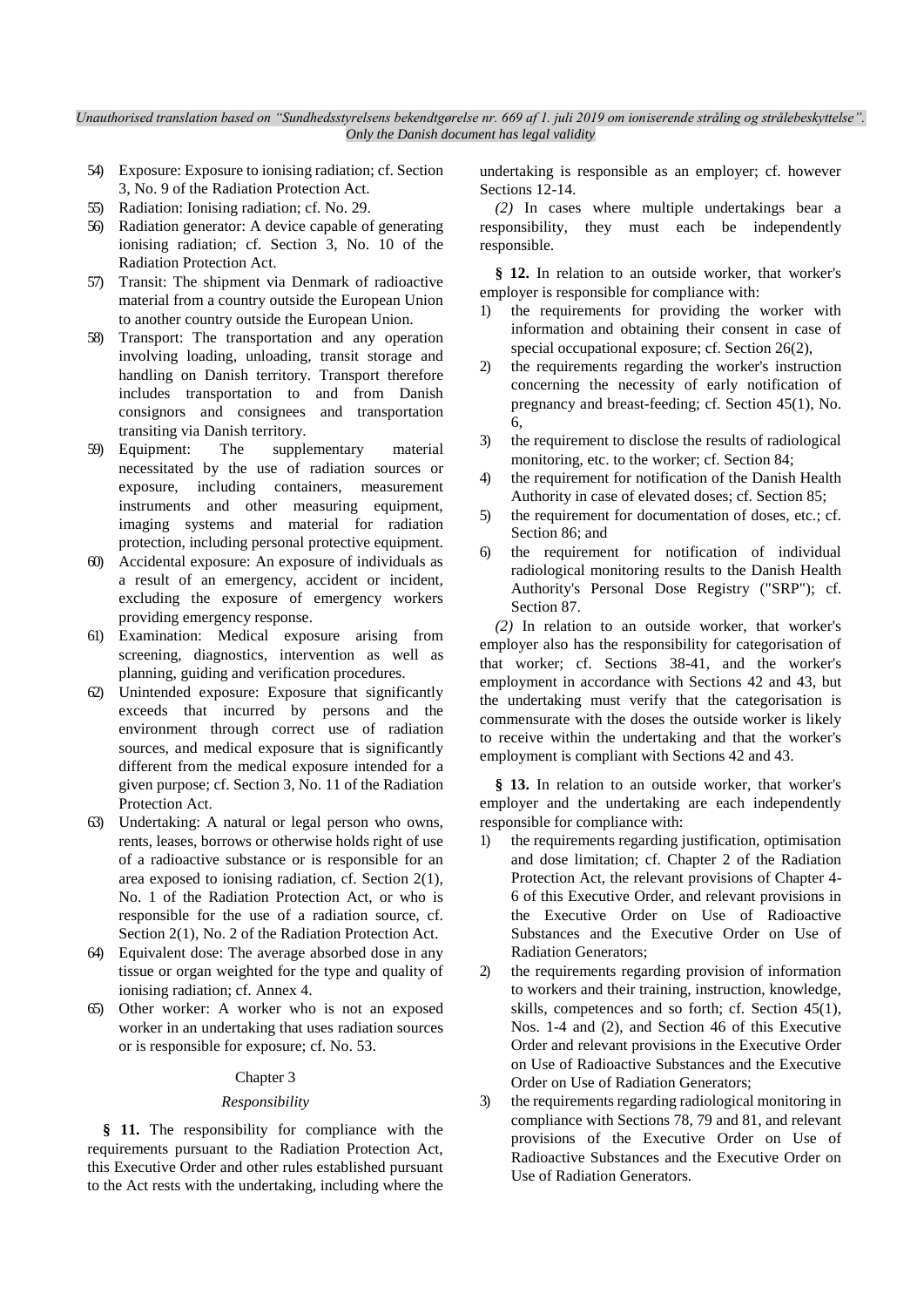54) Exposure: Exposure to ionising radiation; cf. Section 3, No. 9 of the Radiation Protection Act.
55) Radiation: Ionising radiation; cf. No. 29.
56) Radiation generator: A device capable of generating ionising radiation; cf. Section 3, No. 10 of the Radiation Protection Act.
57) Transit: The shipment via Denmark of radioactive material from a country outside the European Union to another country outside the European Union.
58) Transport: The transportation and any operation involving loading, unloading, transit storage and handling on Danish territory. Transport therefore includes transportation to and from Danish consignors and consignees and transportation transiting via Danish territory.
59) Equipment: The supplementary material necessitated by the use of radiation sources or exposure, including containers, measurement instruments and other measuring equipment, imaging systems and material for radiation protection, including personal protective equipment.
60) Accidental exposure: An exposure of individuals as a result of an emergency, accident or incident, excluding the exposure of emergency workers providing emergency response.
61) Examination: Medical exposure arising from screening, diagnostics, intervention as well as planning, guiding and verification procedures.
62) Unintended exposure: Exposure that significantly exceeds that incurred by persons and the environment through correct use of radiation sources, and medical exposure that is significantly different from the medical exposure intended for a given purpose; cf. Section 3, No. 11 of the Radiation Protection Act.
63) Undertaking: A natural or legal person who owns, rents, leases, borrows or otherwise holds right of use of a radioactive substance or is responsible for an area exposed to ionising radiation, cf. Section 2(1), No. 1 of the Radiation Protection Act, or who is responsible for the use of a radiation source, cf. Section 2(1), No. 2 of the Radiation Protection Act.
64) Equivalent dose: The average absorbed dose in any tissue or organ weighted for the type and quality of ionising radiation; cf. Annex 4.
65) Other worker: A worker who is not an exposed worker in an undertaking that uses radiation sources or is responsible for exposure; cf. No. 53.

## Chapter 3

### *Responsibility*

**§ 11.** The responsibility for compliance with the requirements pursuant to the Radiation Protection Act, this Executive Order and other rules established pursuant to the Act rests with the undertaking, including where the undertaking is responsible as an employer; cf. however Sections 12-14.

*(2)* In cases where multiple undertakings bear a responsibility, they must each be independently responsible.

**§ 12.** In relation to an outside worker, that worker's employer is responsible for compliance with:

1) the requirements for providing the worker with information and obtaining their consent in case of special occupational exposure; cf. Section 26(2),
2) the requirements regarding the worker's instruction concerning the necessity of early notification of pregnancy and breast-feeding; cf. Section 45(1), No. 6,
3) the requirement to disclose the results of radiological monitoring, etc. to the worker; cf. Section 84;
4) the requirement for notification of the Danish Health Authority in case of elevated doses; cf. Section 85;
5) the requirement for documentation of doses, etc.; cf. Section 86; and
6) the requirement for notification of individual radiological monitoring results to the Danish Health Authority's Personal Dose Registry ("SRP"); cf. Section 87.

*(2)* In relation to an outside worker, that worker's employer also has the responsibility for categorisation of that worker; cf. Sections 38-41, and the worker's employment in accordance with Sections 42 and 43, but the undertaking must verify that the categorisation is commensurate with the doses the outside worker is likely to receive within the undertaking and that the worker's employment is compliant with Sections 42 and 43.

**§ 13.** In relation to an outside worker, that worker's employer and the undertaking are each independently responsible for compliance with:

1) the requirements regarding justification, optimisation and dose limitation; cf. Chapter 2 of the Radiation Protection Act, the relevant provisions of Chapter 4-6 of this Executive Order, and relevant provisions in the Executive Order on Use of Radioactive Substances and the Executive Order on Use of Radiation Generators;
2) the requirements regarding provision of information to workers and their training, instruction, knowledge, skills, competences and so forth; cf. Section 45(1), Nos. 1-4 and (2), and Section 46 of this Executive Order and relevant provisions in the Executive Order on Use of Radioactive Substances and the Executive Order on Use of Radiation Generators;
3) the requirements regarding radiological monitoring in compliance with Sections 78, 79 and 81, and relevant provisions of the Executive Order on Use of Radioactive Substances and the Executive Order on Use of Radiation Generators.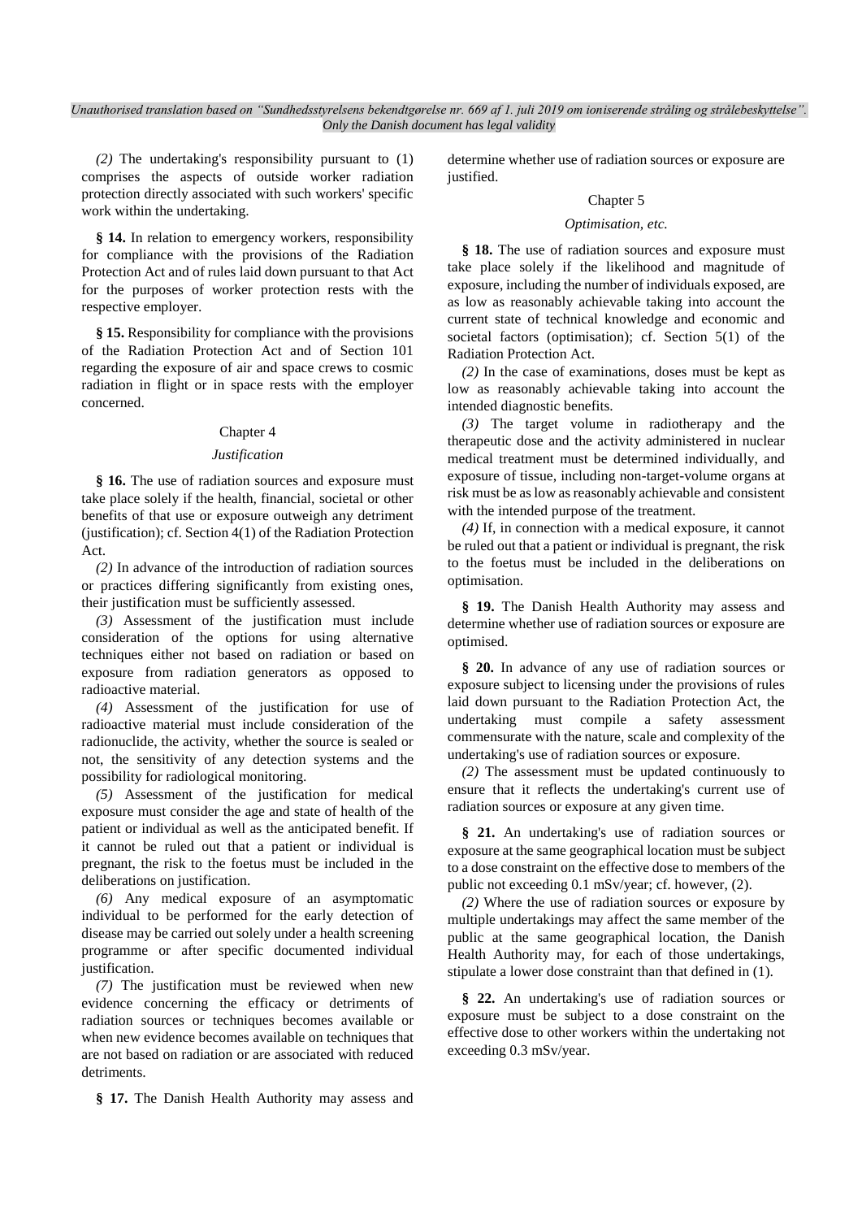*(2)* The undertaking's responsibility pursuant to (1) comprises the aspects of outside worker radiation protection directly associated with such workers' specific work within the undertaking.

**§ 14.** In relation to emergency workers, responsibility for compliance with the provisions of the Radiation Protection Act and of rules laid down pursuant to that Act for the purposes of worker protection rests with the respective employer.

**§ 15.** Responsibility for compliance with the provisions of the Radiation Protection Act and of Section 101 regarding the exposure of air and space crews to cosmic radiation in flight or in space rests with the employer concerned.

## Chapter 4

### *Justification*

**§ 16.** The use of radiation sources and exposure must take place solely if the health, financial, societal or other benefits of that use or exposure outweigh any detriment (justification); cf. Section 4(1) of the Radiation Protection Act.

*(2)* In advance of the introduction of radiation sources or practices differing significantly from existing ones, their justification must be sufficiently assessed.

*(3)* Assessment of the justification must include consideration of the options for using alternative techniques either not based on radiation or based on exposure from radiation generators as opposed to radioactive material.

*(4)* Assessment of the justification for use of radioactive material must include consideration of the radionuclide, the activity, whether the source is sealed or not, the sensitivity of any detection systems and the possibility for radiological monitoring.

*(5)* Assessment of the justification for medical exposure must consider the age and state of health of the patient or individual as well as the anticipated benefit. If it cannot be ruled out that a patient or individual is pregnant, the risk to the foetus must be included in the deliberations on justification.

*(6)* Any medical exposure of an asymptomatic individual to be performed for the early detection of disease may be carried out solely under a health screening programme or after specific documented individual justification.

*(7)* The justification must be reviewed when new evidence concerning the efficacy or detriments of radiation sources or techniques becomes available or when new evidence becomes available on techniques that are not based on radiation or are associated with reduced detriments.

**§ 17.** The Danish Health Authority may assess and determine whether use of radiation sources or exposure are justified.

## Chapter 5

### *Optimisation, etc.*

**§ 18.** The use of radiation sources and exposure must take place solely if the likelihood and magnitude of exposure, including the number of individuals exposed, are as low as reasonably achievable taking into account the current state of technical knowledge and economic and societal factors (optimisation); cf. Section 5(1) of the Radiation Protection Act.

*(2)* In the case of examinations, doses must be kept as low as reasonably achievable taking into account the intended diagnostic benefits.

*(3)* The target volume in radiotherapy and the therapeutic dose and the activity administered in nuclear medical treatment must be determined individually, and exposure of tissue, including non-target-volume organs at risk must be as low as reasonably achievable and consistent with the intended purpose of the treatment.

*(4)* If, in connection with a medical exposure, it cannot be ruled out that a patient or individual is pregnant, the risk to the foetus must be included in the deliberations on optimisation.

**§ 19.** The Danish Health Authority may assess and determine whether use of radiation sources or exposure are optimised.

**§ 20.** In advance of any use of radiation sources or exposure subject to licensing under the provisions of rules laid down pursuant to the Radiation Protection Act, the undertaking must compile a safety assessment commensurate with the nature, scale and complexity of the undertaking's use of radiation sources or exposure.

*(2)* The assessment must be updated continuously to ensure that it reflects the undertaking's current use of radiation sources or exposure at any given time.

**§ 21.** An undertaking's use of radiation sources or exposure at the same geographical location must be subject to a dose constraint on the effective dose to members of the public not exceeding 0.1 mSv/year; cf. however, (2).

*(2)* Where the use of radiation sources or exposure by multiple undertakings may affect the same member of the public at the same geographical location, the Danish Health Authority may, for each of those undertakings, stipulate a lower dose constraint than that defined in (1).

**§ 22.** An undertaking's use of radiation sources or exposure must be subject to a dose constraint on the effective dose to other workers within the undertaking not exceeding 0.3 mSv/year.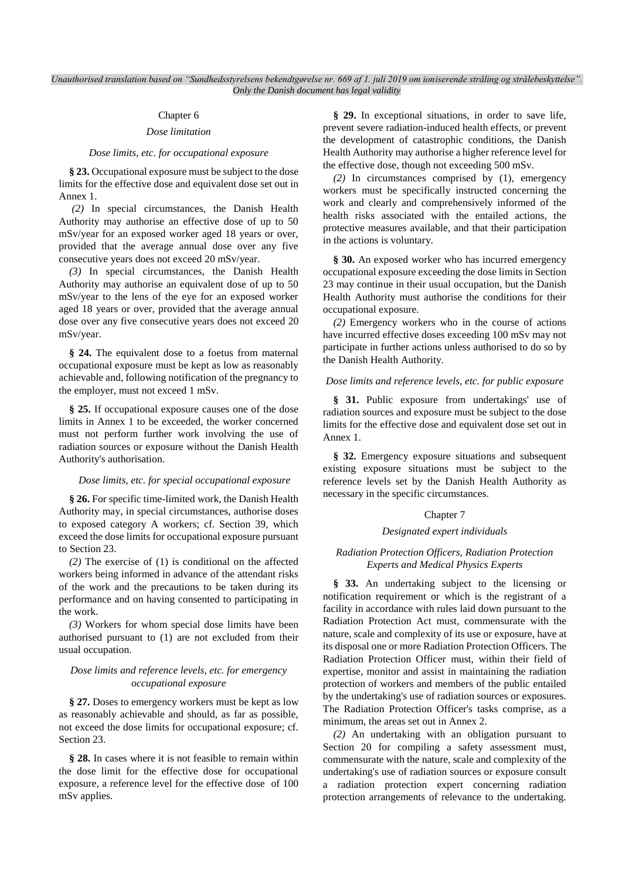## Chapter 6

### *Dose limitation*

#### *Dose limits, etc. for occupational exposure*

**§ 23.** Occupational exposure must be subject to the dose limits for the effective dose and equivalent dose set out in Annex 1.

*(2)* In special circumstances, the Danish Health Authority may authorise an effective dose of up to 50 mSv/year for an exposed worker aged 18 years or over, provided that the average annual dose over any five consecutive years does not exceed 20 mSv/year.

*(3)* In special circumstances, the Danish Health Authority may authorise an equivalent dose of up to 50 mSv/year to the lens of the eye for an exposed worker aged 18 years or over, provided that the average annual dose over any five consecutive years does not exceed 20 mSv/year.

**§ 24.** The equivalent dose to a foetus from maternal occupational exposure must be kept as low as reasonably achievable and, following notification of the pregnancy to the employer, must not exceed 1 mSv.

**§ 25.** If occupational exposure causes one of the dose limits in Annex 1 to be exceeded, the worker concerned must not perform further work involving the use of radiation sources or exposure without the Danish Health Authority's authorisation.

#### *Dose limits, etc. for special occupational exposure*

**§ 26.** For specific time-limited work, the Danish Health Authority may, in special circumstances, authorise doses to exposed category A workers; cf. Section 39, which exceed the dose limits for occupational exposure pursuant to Section 23.

*(2)* The exercise of (1) is conditional on the affected workers being informed in advance of the attendant risks of the work and the precautions to be taken during its performance and on having consented to participating in the work.

*(3)* Workers for whom special dose limits have been authorised pursuant to (1) are not excluded from their usual occupation.

#### *Dose limits and reference levels, etc. for emergency occupational exposure*

**§ 27.** Doses to emergency workers must be kept as low as reasonably achievable and should, as far as possible, not exceed the dose limits for occupational exposure; cf. Section 23.

**§ 28.** In cases where it is not feasible to remain within the dose limit for the effective dose for occupational exposure, a reference level for the effective dose of 100 mSv applies.

**§ 29.** In exceptional situations, in order to save life, prevent severe radiation-induced health effects, or prevent the development of catastrophic conditions, the Danish Health Authority may authorise a higher reference level for the effective dose, though not exceeding 500 mSv.

*(2)* In circumstances comprised by (1), emergency workers must be specifically instructed concerning the work and clearly and comprehensively informed of the health risks associated with the entailed actions, the protective measures available, and that their participation in the actions is voluntary.

**§ 30.** An exposed worker who has incurred emergency occupational exposure exceeding the dose limits in Section 23 may continue in their usual occupation, but the Danish Health Authority must authorise the conditions for their occupational exposure.

*(2)* Emergency workers who in the course of actions have incurred effective doses exceeding 100 mSv may not participate in further actions unless authorised to do so by the Danish Health Authority.

#### *Dose limits and reference levels, etc. for public exposure*

**§ 31.** Public exposure from undertakings' use of radiation sources and exposure must be subject to the dose limits for the effective dose and equivalent dose set out in Annex 1.

**§ 32.** Emergency exposure situations and subsequent existing exposure situations must be subject to the reference levels set by the Danish Health Authority as necessary in the specific circumstances.

## Chapter 7

### *Designated expert individuals*

#### *Radiation Protection Officers, Radiation Protection Experts and Medical Physics Experts*

**§ 33.** An undertaking subject to the licensing or notification requirement or which is the registrant of a facility in accordance with rules laid down pursuant to the Radiation Protection Act must, commensurate with the nature, scale and complexity of its use or exposure, have at its disposal one or more Radiation Protection Officers. The Radiation Protection Officer must, within their field of expertise, monitor and assist in maintaining the radiation protection of workers and members of the public entailed by the undertaking's use of radiation sources or exposures. The Radiation Protection Officer's tasks comprise, as a minimum, the areas set out in Annex 2.

*(2)* An undertaking with an obligation pursuant to Section 20 for compiling a safety assessment must, commensurate with the nature, scale and complexity of the undertaking's use of radiation sources or exposure consult a radiation protection expert concerning radiation protection arrangements of relevance to the undertaking.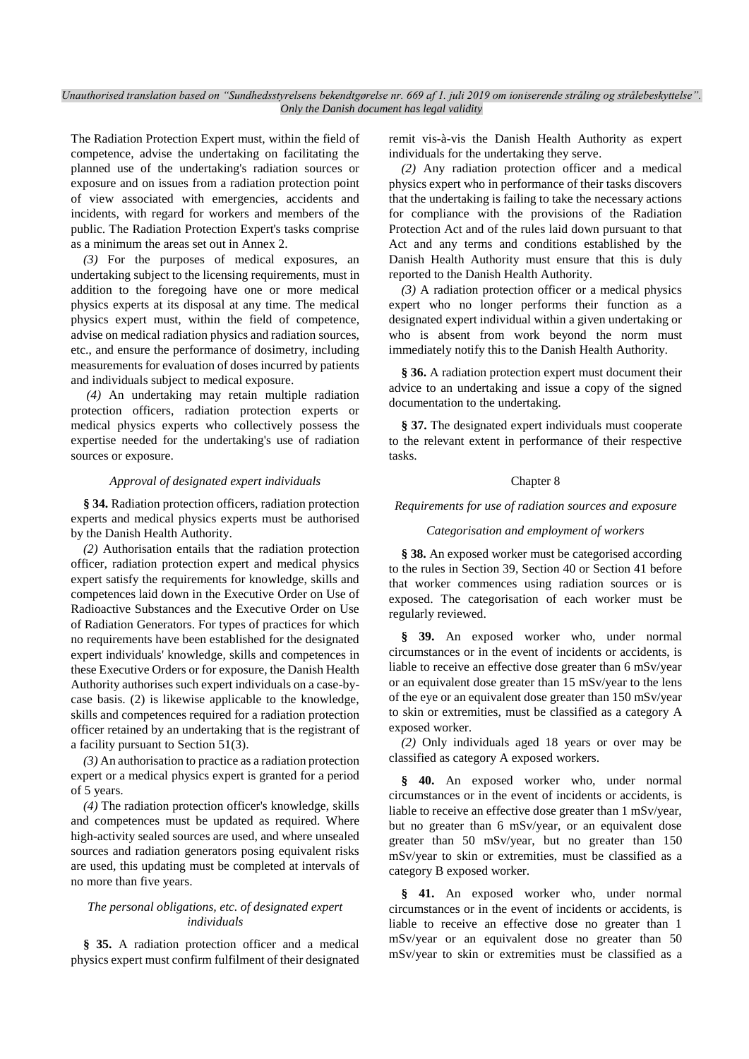The Radiation Protection Expert must, within the field of competence, advise the undertaking on facilitating the planned use of the undertaking's radiation sources or exposure and on issues from a radiation protection point of view associated with emergencies, accidents and incidents, with regard for workers and members of the public. The Radiation Protection Expert's tasks comprise as a minimum the areas set out in Annex 2.

*(3)* For the purposes of medical exposures, an undertaking subject to the licensing requirements, must in addition to the foregoing have one or more medical physics experts at its disposal at any time. The medical physics expert must, within the field of competence, advise on medical radiation physics and radiation sources, etc., and ensure the performance of dosimetry, including measurements for evaluation of doses incurred by patients and individuals subject to medical exposure.

*(4)* An undertaking may retain multiple radiation protection officers, radiation protection experts or medical physics experts who collectively possess the expertise needed for the undertaking's use of radiation sources or exposure.

*Approval of designated expert individuals*

**§ 34.** Radiation protection officers, radiation protection experts and medical physics experts must be authorised by the Danish Health Authority.

*(2)* Authorisation entails that the radiation protection officer, radiation protection expert and medical physics expert satisfy the requirements for knowledge, skills and competences laid down in the Executive Order on Use of Radioactive Substances and the Executive Order on Use of Radiation Generators. For types of practices for which no requirements have been established for the designated expert individuals' knowledge, skills and competences in these Executive Orders or for exposure, the Danish Health Authority authorises such expert individuals on a case-by-case basis. (2) is likewise applicable to the knowledge, skills and competences required for a radiation protection officer retained by an undertaking that is the registrant of a facility pursuant to Section 51(3).

*(3)* An authorisation to practice as a radiation protection expert or a medical physics expert is granted for a period of 5 years.

*(4)* The radiation protection officer's knowledge, skills and competences must be updated as required. Where high-activity sealed sources are used, and where unsealed sources and radiation generators posing equivalent risks are used, this updating must be completed at intervals of no more than five years.

*The personal obligations, etc. of designated expert individuals*

**§ 35.** A radiation protection officer and a medical physics expert must confirm fulfilment of their designated remit vis-à-vis the Danish Health Authority as expert individuals for the undertaking they serve.

*(2)* Any radiation protection officer and a medical physics expert who in performance of their tasks discovers that the undertaking is failing to take the necessary actions for compliance with the provisions of the Radiation Protection Act and of the rules laid down pursuant to that Act and any terms and conditions established by the Danish Health Authority must ensure that this is duly reported to the Danish Health Authority.

*(3)* A radiation protection officer or a medical physics expert who no longer performs their function as a designated expert individual within a given undertaking or who is absent from work beyond the norm must immediately notify this to the Danish Health Authority.

**§ 36.** A radiation protection expert must document their advice to an undertaking and issue a copy of the signed documentation to the undertaking.

**§ 37.** The designated expert individuals must cooperate to the relevant extent in performance of their respective tasks.

## Chapter 8

*Requirements for use of radiation sources and exposure*

*Categorisation and employment of workers*

**§ 38.** An exposed worker must be categorised according to the rules in Section 39, Section 40 or Section 41 before that worker commences using radiation sources or is exposed. The categorisation of each worker must be regularly reviewed.

**§ 39.** An exposed worker who, under normal circumstances or in the event of incidents or accidents, is liable to receive an effective dose greater than 6 mSv/year or an equivalent dose greater than 15 mSv/year to the lens of the eye or an equivalent dose greater than 150 mSv/year to skin or extremities, must be classified as a category A exposed worker.

*(2)* Only individuals aged 18 years or over may be classified as category A exposed workers.

**§ 40.** An exposed worker who, under normal circumstances or in the event of incidents or accidents, is liable to receive an effective dose greater than 1 mSv/year, but no greater than 6 mSv/year, or an equivalent dose greater than 50 mSv/year, but no greater than 150 mSv/year to skin or extremities, must be classified as a category B exposed worker.

**§ 41.** An exposed worker who, under normal circumstances or in the event of incidents or accidents, is liable to receive an effective dose no greater than 1 mSv/year or an equivalent dose no greater than 50 mSv/year to skin or extremities must be classified as a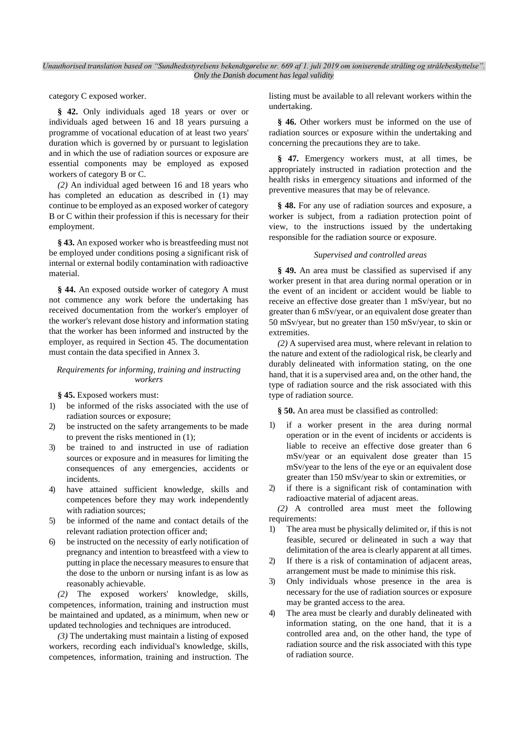category C exposed worker.

**§ 42.** Only individuals aged 18 years or over or individuals aged between 16 and 18 years pursuing a programme of vocational education of at least two years' duration which is governed by or pursuant to legislation and in which the use of radiation sources or exposure are essential components may be employed as exposed workers of category B or C.

*(2)* An individual aged between 16 and 18 years who has completed an education as described in (1) may continue to be employed as an exposed worker of category B or C within their profession if this is necessary for their employment.

**§ 43.** An exposed worker who is breastfeeding must not be employed under conditions posing a significant risk of internal or external bodily contamination with radioactive material.

**§ 44.** An exposed outside worker of category A must not commence any work before the undertaking has received documentation from the worker's employer of the worker's relevant dose history and information stating that the worker has been informed and instructed by the employer, as required in Section 45. The documentation must contain the data specified in Annex 3.

*Requirements for informing, training and instructing workers*

**§ 45.** Exposed workers must:

1) be informed of the risks associated with the use of radiation sources or exposure;
2) be instructed on the safety arrangements to be made to prevent the risks mentioned in (1);
3) be trained to and instructed in use of radiation sources or exposure and in measures for limiting the consequences of any emergencies, accidents or incidents.
4) have attained sufficient knowledge, skills and competences before they may work independently with radiation sources;
5) be informed of the name and contact details of the relevant radiation protection officer and;
6) be instructed on the necessity of early notification of pregnancy and intention to breastfeed with a view to putting in place the necessary measures to ensure that the dose to the unborn or nursing infant is as low as reasonably achievable.

*(2)* The exposed workers' knowledge, skills, competences, information, training and instruction must be maintained and updated, as a minimum, when new or updated technologies and techniques are introduced.

*(3)* The undertaking must maintain a listing of exposed workers, recording each individual's knowledge, skills, competences, information, training and instruction. The listing must be available to all relevant workers within the undertaking.

**§ 46.** Other workers must be informed on the use of radiation sources or exposure within the undertaking and concerning the precautions they are to take.

**§ 47.** Emergency workers must, at all times, be appropriately instructed in radiation protection and the health risks in emergency situations and informed of the preventive measures that may be of relevance.

**§ 48.** For any use of radiation sources and exposure, a worker is subject, from a radiation protection point of view, to the instructions issued by the undertaking responsible for the radiation source or exposure.

*Supervised and controlled areas*

**§ 49.** An area must be classified as supervised if any worker present in that area during normal operation or in the event of an incident or accident would be liable to receive an effective dose greater than 1 mSv/year, but no greater than 6 mSv/year, or an equivalent dose greater than 50 mSv/year, but no greater than 150 mSv/year, to skin or extremities.

*(2)* A supervised area must, where relevant in relation to the nature and extent of the radiological risk, be clearly and durably delineated with information stating, on the one hand, that it is a supervised area and, on the other hand, the type of radiation source and the risk associated with this type of radiation source.

**§ 50.** An area must be classified as controlled:

1) if a worker present in the area during normal operation or in the event of incidents or accidents is liable to receive an effective dose greater than 6 mSv/year or an equivalent dose greater than 15 mSv/year to the lens of the eye or an equivalent dose greater than 150 mSv/year to skin or extremities, or
2) if there is a significant risk of contamination with radioactive material of adjacent areas.

*(2)* A controlled area must meet the following requirements:

1) The area must be physically delimited or, if this is not feasible, secured or delineated in such a way that delimitation of the area is clearly apparent at all times.
2) If there is a risk of contamination of adjacent areas, arrangement must be made to minimise this risk.
3) Only individuals whose presence in the area is necessary for the use of radiation sources or exposure may be granted access to the area.
4) The area must be clearly and durably delineated with information stating, on the one hand, that it is a controlled area and, on the other hand, the type of radiation source and the risk associated with this type of radiation source.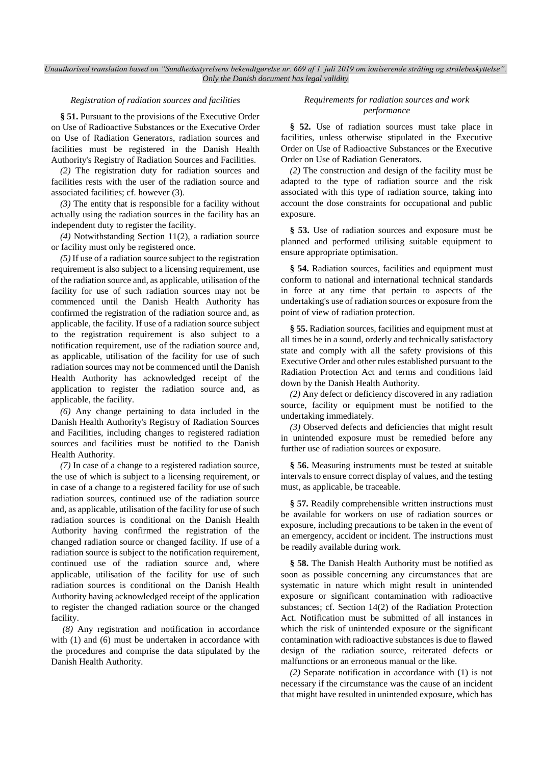*Registration of radiation sources and facilities*

**§ 51.** Pursuant to the provisions of the Executive Order on Use of Radioactive Substances or the Executive Order on Use of Radiation Generators, radiation sources and facilities must be registered in the Danish Health Authority's Registry of Radiation Sources and Facilities.

*(2)* The registration duty for radiation sources and facilities rests with the user of the radiation source and associated facilities; cf. however (3).

*(3)* The entity that is responsible for a facility without actually using the radiation sources in the facility has an independent duty to register the facility.

*(4)* Notwithstanding Section 11(2), a radiation source or facility must only be registered once.

*(5)* If use of a radiation source subject to the registration requirement is also subject to a licensing requirement, use of the radiation source and, as applicable, utilisation of the facility for use of such radiation sources may not be commenced until the Danish Health Authority has confirmed the registration of the radiation source and, as applicable, the facility. If use of a radiation source subject to the registration requirement is also subject to a notification requirement, use of the radiation source and, as applicable, utilisation of the facility for use of such radiation sources may not be commenced until the Danish Health Authority has acknowledged receipt of the application to register the radiation source and, as applicable, the facility.

*(6)* Any change pertaining to data included in the Danish Health Authority's Registry of Radiation Sources and Facilities, including changes to registered radiation sources and facilities must be notified to the Danish Health Authority.

*(7)* In case of a change to a registered radiation source, the use of which is subject to a licensing requirement, or in case of a change to a registered facility for use of such radiation sources, continued use of the radiation source and, as applicable, utilisation of the facility for use of such radiation sources is conditional on the Danish Health Authority having confirmed the registration of the changed radiation source or changed facility. If use of a radiation source is subject to the notification requirement, continued use of the radiation source and, where applicable, utilisation of the facility for use of such radiation sources is conditional on the Danish Health Authority having acknowledged receipt of the application to register the changed radiation source or the changed facility.

*(8)* Any registration and notification in accordance with (1) and (6) must be undertaken in accordance with the procedures and comprise the data stipulated by the Danish Health Authority.

*Requirements for radiation sources and work performance*

**§ 52.** Use of radiation sources must take place in facilities, unless otherwise stipulated in the Executive Order on Use of Radioactive Substances or the Executive Order on Use of Radiation Generators.

*(2)* The construction and design of the facility must be adapted to the type of radiation source and the risk associated with this type of radiation source, taking into account the dose constraints for occupational and public exposure.

**§ 53.** Use of radiation sources and exposure must be planned and performed utilising suitable equipment to ensure appropriate optimisation.

**§ 54.** Radiation sources, facilities and equipment must conform to national and international technical standards in force at any time that pertain to aspects of the undertaking's use of radiation sources or exposure from the point of view of radiation protection.

**§ 55.** Radiation sources, facilities and equipment must at all times be in a sound, orderly and technically satisfactory state and comply with all the safety provisions of this Executive Order and other rules established pursuant to the Radiation Protection Act and terms and conditions laid down by the Danish Health Authority.

*(2)* Any defect or deficiency discovered in any radiation source, facility or equipment must be notified to the undertaking immediately.

*(3)* Observed defects and deficiencies that might result in unintended exposure must be remedied before any further use of radiation sources or exposure.

**§ 56.** Measuring instruments must be tested at suitable intervals to ensure correct display of values, and the testing must, as applicable, be traceable.

**§ 57.** Readily comprehensible written instructions must be available for workers on use of radiation sources or exposure, including precautions to be taken in the event of an emergency, accident or incident. The instructions must be readily available during work.

**§ 58.** The Danish Health Authority must be notified as soon as possible concerning any circumstances that are systematic in nature which might result in unintended exposure or significant contamination with radioactive substances; cf. Section 14(2) of the Radiation Protection Act. Notification must be submitted of all instances in which the risk of unintended exposure or the significant contamination with radioactive substances is due to flawed design of the radiation source, reiterated defects or malfunctions or an erroneous manual or the like.

*(2)* Separate notification in accordance with (1) is not necessary if the circumstance was the cause of an incident that might have resulted in unintended exposure, which has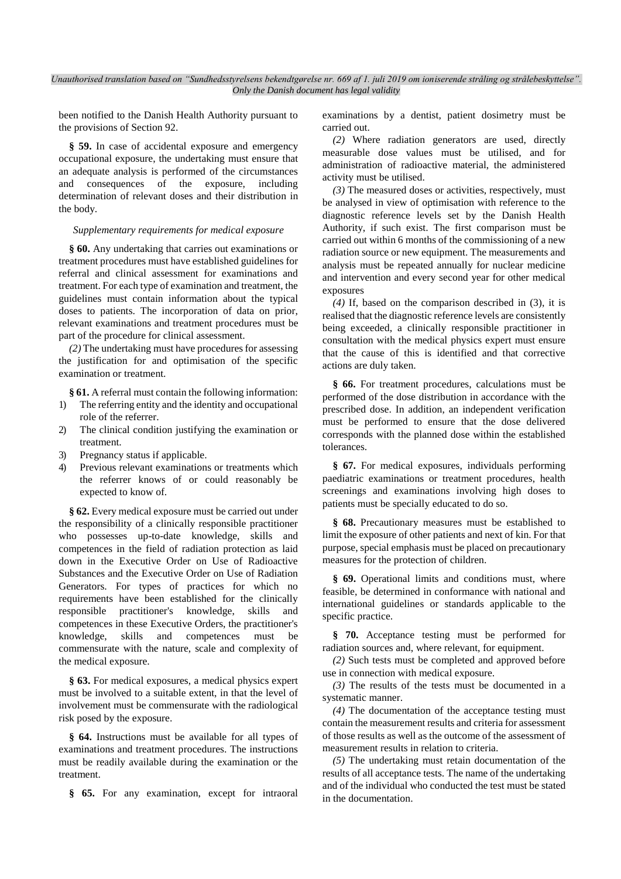been notified to the Danish Health Authority pursuant to the provisions of Section 92.

**§ 59.** In case of accidental exposure and emergency occupational exposure, the undertaking must ensure that an adequate analysis is performed of the circumstances and consequences of the exposure, including determination of relevant doses and their distribution in the body.

*Supplementary requirements for medical exposure*

**§ 60.** Any undertaking that carries out examinations or treatment procedures must have established guidelines for referral and clinical assessment for examinations and treatment. For each type of examination and treatment, the guidelines must contain information about the typical doses to patients. The incorporation of data on prior, relevant examinations and treatment procedures must be part of the procedure for clinical assessment.

*(2)* The undertaking must have procedures for assessing the justification for and optimisation of the specific examination or treatment.

**§ 61.** A referral must contain the following information:

1) The referring entity and the identity and occupational role of the referrer.
2) The clinical condition justifying the examination or treatment.
3) Pregnancy status if applicable.
4) Previous relevant examinations or treatments which the referrer knows of or could reasonably be expected to know of.

**§ 62.** Every medical exposure must be carried out under the responsibility of a clinically responsible practitioner who possesses up-to-date knowledge, skills and competences in the field of radiation protection as laid down in the Executive Order on Use of Radioactive Substances and the Executive Order on Use of Radiation Generators. For types of practices for which no requirements have been established for the clinically responsible practitioner's knowledge, skills and competences in these Executive Orders, the practitioner's knowledge, skills and competences must be commensurate with the nature, scale and complexity of the medical exposure.

**§ 63.** For medical exposures, a medical physics expert must be involved to a suitable extent, in that the level of involvement must be commensurate with the radiological risk posed by the exposure.

**§ 64.** Instructions must be available for all types of examinations and treatment procedures. The instructions must be readily available during the examination or the treatment.

**§ 65.** For any examination, except for intraoral examinations by a dentist, patient dosimetry must be carried out.

*(2)* Where radiation generators are used, directly measurable dose values must be utilised, and for administration of radioactive material, the administered activity must be utilised.

*(3)* The measured doses or activities, respectively, must be analysed in view of optimisation with reference to the diagnostic reference levels set by the Danish Health Authority, if such exist. The first comparison must be carried out within 6 months of the commissioning of a new radiation source or new equipment. The measurements and analysis must be repeated annually for nuclear medicine and intervention and every second year for other medical exposures

*(4)* If, based on the comparison described in (3), it is realised that the diagnostic reference levels are consistently being exceeded, a clinically responsible practitioner in consultation with the medical physics expert must ensure that the cause of this is identified and that corrective actions are duly taken.

**§ 66.** For treatment procedures, calculations must be performed of the dose distribution in accordance with the prescribed dose. In addition, an independent verification must be performed to ensure that the dose delivered corresponds with the planned dose within the established tolerances.

**§ 67.** For medical exposures, individuals performing paediatric examinations or treatment procedures, health screenings and examinations involving high doses to patients must be specially educated to do so.

**§ 68.** Precautionary measures must be established to limit the exposure of other patients and next of kin. For that purpose, special emphasis must be placed on precautionary measures for the protection of children.

**§ 69.** Operational limits and conditions must, where feasible, be determined in conformance with national and international guidelines or standards applicable to the specific practice.

**§ 70.** Acceptance testing must be performed for radiation sources and, where relevant, for equipment.

*(2)* Such tests must be completed and approved before use in connection with medical exposure.

*(3)* The results of the tests must be documented in a systematic manner.

*(4)* The documentation of the acceptance testing must contain the measurement results and criteria for assessment of those results as well as the outcome of the assessment of measurement results in relation to criteria.

*(5)* The undertaking must retain documentation of the results of all acceptance tests. The name of the undertaking and of the individual who conducted the test must be stated in the documentation.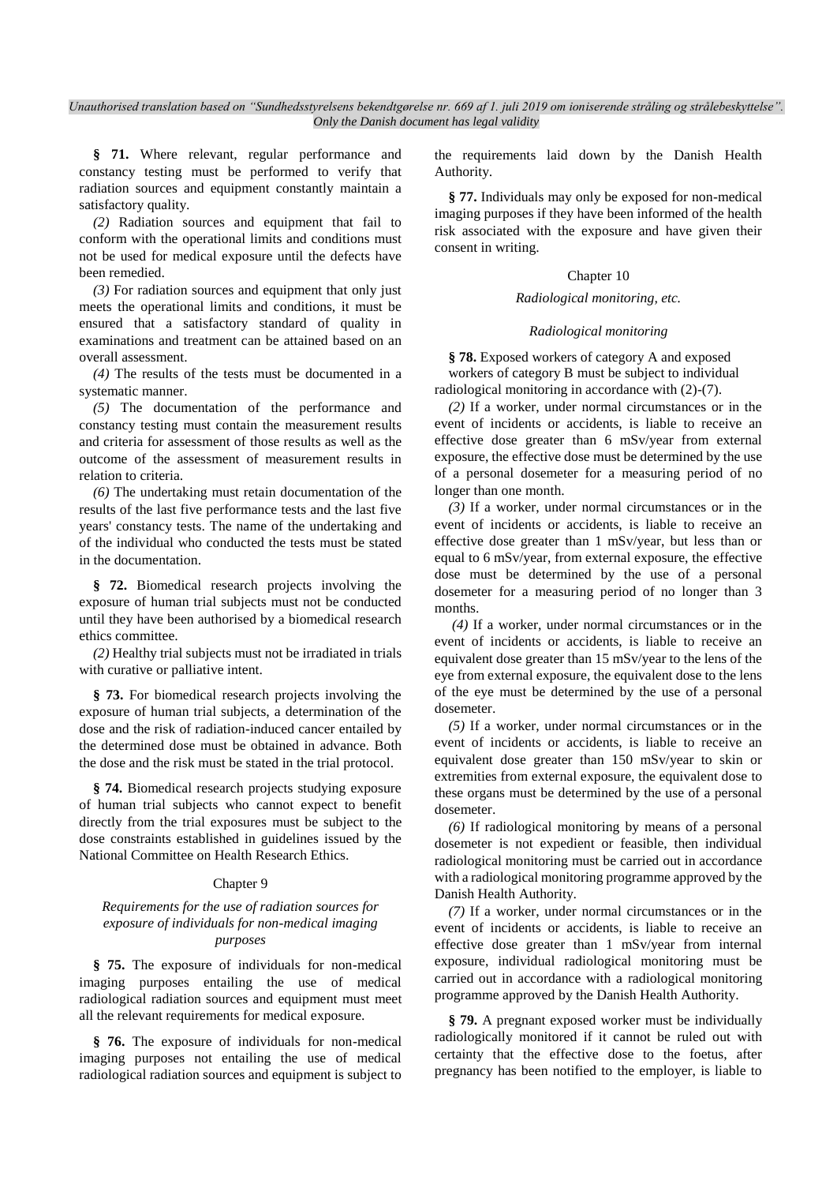**§ 71.** Where relevant, regular performance and constancy testing must be performed to verify that radiation sources and equipment constantly maintain a satisfactory quality.

*(2)* Radiation sources and equipment that fail to conform with the operational limits and conditions must not be used for medical exposure until the defects have been remedied.

*(3)* For radiation sources and equipment that only just meets the operational limits and conditions, it must be ensured that a satisfactory standard of quality in examinations and treatment can be attained based on an overall assessment.

*(4)* The results of the tests must be documented in a systematic manner.

*(5)* The documentation of the performance and constancy testing must contain the measurement results and criteria for assessment of those results as well as the outcome of the assessment of measurement results in relation to criteria.

*(6)* The undertaking must retain documentation of the results of the last five performance tests and the last five years' constancy tests. The name of the undertaking and of the individual who conducted the tests must be stated in the documentation.

**§ 72.** Biomedical research projects involving the exposure of human trial subjects must not be conducted until they have been authorised by a biomedical research ethics committee.

*(2)* Healthy trial subjects must not be irradiated in trials with curative or palliative intent.

**§ 73.** For biomedical research projects involving the exposure of human trial subjects, a determination of the dose and the risk of radiation-induced cancer entailed by the determined dose must be obtained in advance. Both the dose and the risk must be stated in the trial protocol.

**§ 74.** Biomedical research projects studying exposure of human trial subjects who cannot expect to benefit directly from the trial exposures must be subject to the dose constraints established in guidelines issued by the National Committee on Health Research Ethics.

## Chapter 9

### *Requirements for the use of radiation sources for exposure of individuals for non-medical imaging purposes*

**§ 75.** The exposure of individuals for non-medical imaging purposes entailing the use of medical radiological radiation sources and equipment must meet all the relevant requirements for medical exposure.

**§ 76.** The exposure of individuals for non-medical imaging purposes not entailing the use of medical radiological radiation sources and equipment is subject to the requirements laid down by the Danish Health Authority.

**§ 77.** Individuals may only be exposed for non-medical imaging purposes if they have been informed of the health risk associated with the exposure and have given their consent in writing.

## Chapter 10

### *Radiological monitoring, etc.*

#### *Radiological monitoring*

**§ 78.** Exposed workers of category A and exposed workers of category B must be subject to individual radiological monitoring in accordance with (2)-(7).

*(2)* If a worker, under normal circumstances or in the event of incidents or accidents, is liable to receive an effective dose greater than 6 mSv/year from external exposure, the effective dose must be determined by the use of a personal dosemeter for a measuring period of no longer than one month.

*(3)* If a worker, under normal circumstances or in the event of incidents or accidents, is liable to receive an effective dose greater than 1 mSv/year, but less than or equal to 6 mSv/year, from external exposure, the effective dose must be determined by the use of a personal dosemeter for a measuring period of no longer than 3 months.

*(4)* If a worker, under normal circumstances or in the event of incidents or accidents, is liable to receive an equivalent dose greater than 15 mSv/year to the lens of the eye from external exposure, the equivalent dose to the lens of the eye must be determined by the use of a personal dosemeter.

*(5)* If a worker, under normal circumstances or in the event of incidents or accidents, is liable to receive an equivalent dose greater than 150 mSv/year to skin or extremities from external exposure, the equivalent dose to these organs must be determined by the use of a personal dosemeter.

*(6)* If radiological monitoring by means of a personal dosemeter is not expedient or feasible, then individual radiological monitoring must be carried out in accordance with a radiological monitoring programme approved by the Danish Health Authority.

*(7)* If a worker, under normal circumstances or in the event of incidents or accidents, is liable to receive an effective dose greater than 1 mSv/year from internal exposure, individual radiological monitoring must be carried out in accordance with a radiological monitoring programme approved by the Danish Health Authority.

**§ 79.** A pregnant exposed worker must be individually radiologically monitored if it cannot be ruled out with certainty that the effective dose to the foetus, after pregnancy has been notified to the employer, is liable to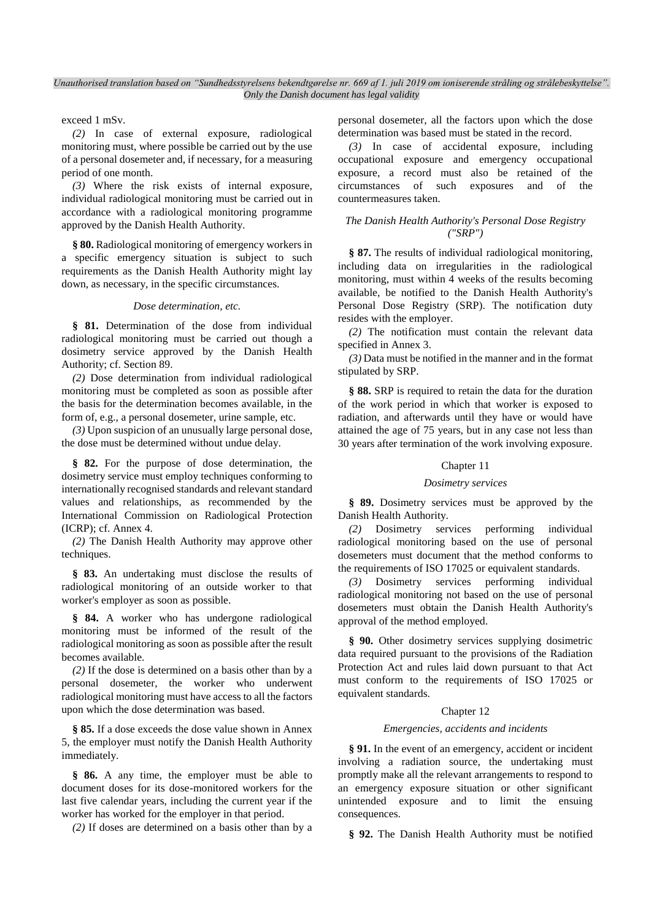exceed 1 mSv.

*(2)* In case of external exposure, radiological monitoring must, where possible be carried out by the use of a personal dosemeter and, if necessary, for a measuring period of one month.

*(3)* Where the risk exists of internal exposure, individual radiological monitoring must be carried out in accordance with a radiological monitoring programme approved by the Danish Health Authority.

**§ 80.** Radiological monitoring of emergency workers in a specific emergency situation is subject to such requirements as the Danish Health Authority might lay down, as necessary, in the specific circumstances.

*Dose determination, etc.*

**§ 81.** Determination of the dose from individual radiological monitoring must be carried out though a dosimetry service approved by the Danish Health Authority; cf. Section 89.

*(2)* Dose determination from individual radiological monitoring must be completed as soon as possible after the basis for the determination becomes available, in the form of, e.g., a personal dosemeter, urine sample, etc.

*(3)* Upon suspicion of an unusually large personal dose, the dose must be determined without undue delay.

**§ 82.** For the purpose of dose determination, the dosimetry service must employ techniques conforming to internationally recognised standards and relevant standard values and relationships, as recommended by the International Commission on Radiological Protection (ICRP); cf. Annex 4.

*(2)* The Danish Health Authority may approve other techniques.

**§ 83.** An undertaking must disclose the results of radiological monitoring of an outside worker to that worker's employer as soon as possible.

**§ 84.** A worker who has undergone radiological monitoring must be informed of the result of the radiological monitoring as soon as possible after the result becomes available.

*(2)* If the dose is determined on a basis other than by a personal dosemeter, the worker who underwent radiological monitoring must have access to all the factors upon which the dose determination was based.

**§ 85.** If a dose exceeds the dose value shown in Annex 5, the employer must notify the Danish Health Authority immediately.

**§ 86.** A any time, the employer must be able to document doses for its dose-monitored workers for the last five calendar years, including the current year if the worker has worked for the employer in that period.

*(2)* If doses are determined on a basis other than by a personal dosemeter, all the factors upon which the dose determination was based must be stated in the record.

*(3)* In case of accidental exposure, including occupational exposure and emergency occupational exposure, a record must also be retained of the circumstances of such exposures and of the countermeasures taken.

*The Danish Health Authority's Personal Dose Registry ("SRP")*

**§ 87.** The results of individual radiological monitoring, including data on irregularities in the radiological monitoring, must within 4 weeks of the results becoming available, be notified to the Danish Health Authority's Personal Dose Registry (SRP). The notification duty resides with the employer.

*(2)* The notification must contain the relevant data specified in Annex 3.

*(3)* Data must be notified in the manner and in the format stipulated by SRP.

**§ 88.** SRP is required to retain the data for the duration of the work period in which that worker is exposed to radiation, and afterwards until they have or would have attained the age of 75 years, but in any case not less than 30 years after termination of the work involving exposure.

## Chapter 11

*Dosimetry services*

**§ 89.** Dosimetry services must be approved by the Danish Health Authority.

*(2)* Dosimetry services performing individual radiological monitoring based on the use of personal dosemeters must document that the method conforms to the requirements of ISO 17025 or equivalent standards.

*(3)* Dosimetry services performing individual radiological monitoring not based on the use of personal dosemeters must obtain the Danish Health Authority's approval of the method employed.

**§ 90.** Other dosimetry services supplying dosimetric data required pursuant to the provisions of the Radiation Protection Act and rules laid down pursuant to that Act must conform to the requirements of ISO 17025 or equivalent standards.

## Chapter 12

*Emergencies, accidents and incidents*

**§ 91.** In the event of an emergency, accident or incident involving a radiation source, the undertaking must promptly make all the relevant arrangements to respond to an emergency exposure situation or other significant unintended exposure and to limit the ensuing consequences.

**§ 92.** The Danish Health Authority must be notified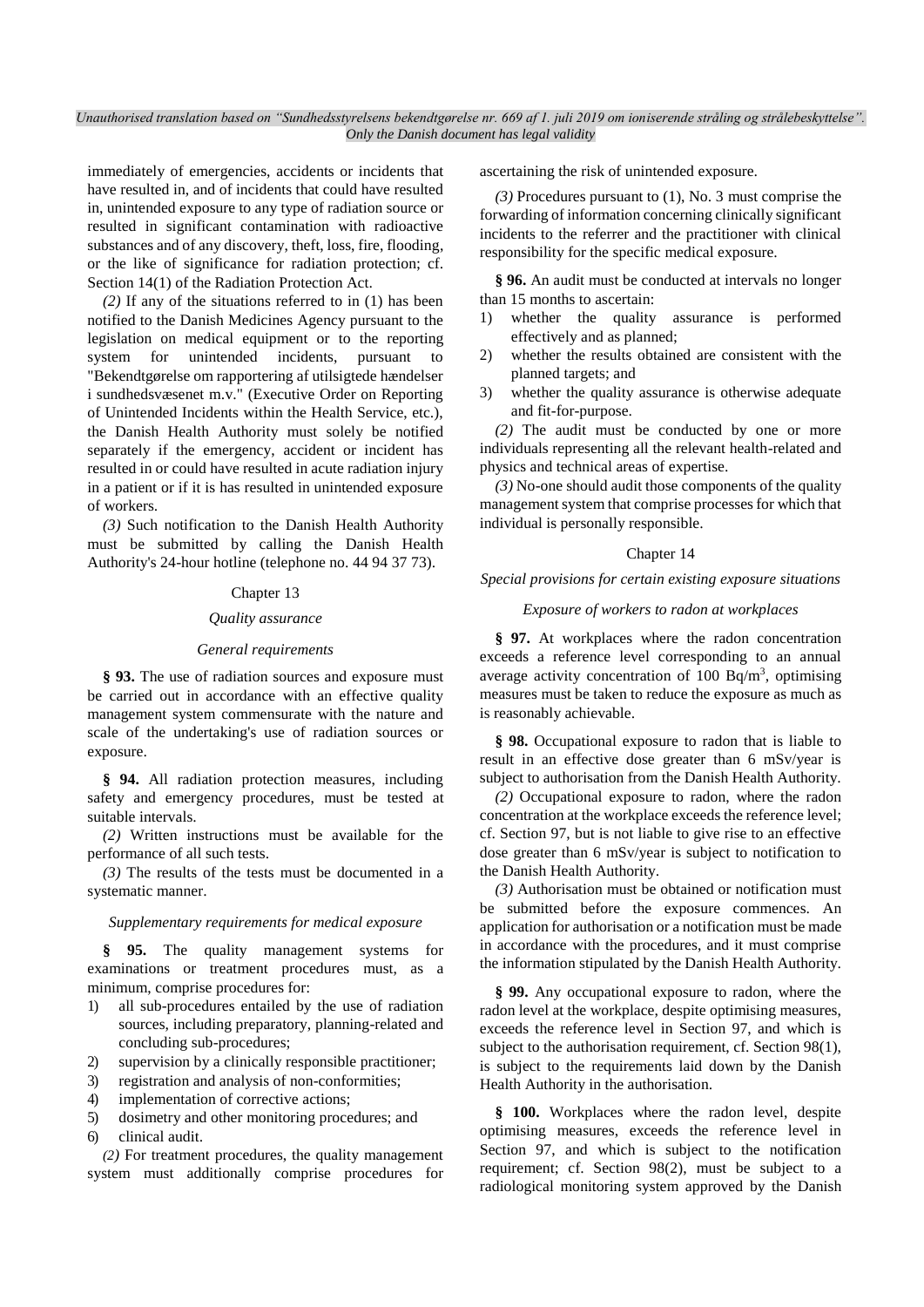immediately of emergencies, accidents or incidents that have resulted in, and of incidents that could have resulted in, unintended exposure to any type of radiation source or resulted in significant contamination with radioactive substances and of any discovery, theft, loss, fire, flooding, or the like of significance for radiation protection; cf. Section 14(1) of the Radiation Protection Act.

*(2)* If any of the situations referred to in (1) has been notified to the Danish Medicines Agency pursuant to the legislation on medical equipment or to the reporting system for unintended incidents, pursuant to "Bekendtgørelse om rapportering af utilsigtede hændelser i sundhedsvæsenet m.v." (Executive Order on Reporting of Unintended Incidents within the Health Service, etc.), the Danish Health Authority must solely be notified separately if the emergency, accident or incident has resulted in or could have resulted in acute radiation injury in a patient or if it is has resulted in unintended exposure of workers.

*(3)* Such notification to the Danish Health Authority must be submitted by calling the Danish Health Authority's 24-hour hotline (telephone no. 44 94 37 73).

## Chapter 13

### *Quality assurance*

#### *General requirements*

**§ 93.** The use of radiation sources and exposure must be carried out in accordance with an effective quality management system commensurate with the nature and scale of the undertaking's use of radiation sources or exposure.

**§ 94.** All radiation protection measures, including safety and emergency procedures, must be tested at suitable intervals.

*(2)* Written instructions must be available for the performance of all such tests.

*(3)* The results of the tests must be documented in a systematic manner.

#### *Supplementary requirements for medical exposure*

**§ 95.** The quality management systems for examinations or treatment procedures must, as a minimum, comprise procedures for:

1) all sub-procedures entailed by the use of radiation sources, including preparatory, planning-related and concluding sub-procedures;
2) supervision by a clinically responsible practitioner;
3) registration and analysis of non-conformities;
4) implementation of corrective actions;
5) dosimetry and other monitoring procedures; and
6) clinical audit.

*(2)* For treatment procedures, the quality management system must additionally comprise procedures for ascertaining the risk of unintended exposure.

*(3)* Procedures pursuant to (1), No. 3 must comprise the forwarding of information concerning clinically significant incidents to the referrer and the practitioner with clinical responsibility for the specific medical exposure.

**§ 96.** An audit must be conducted at intervals no longer than 15 months to ascertain:

1) whether the quality assurance is performed effectively and as planned;
2) whether the results obtained are consistent with the planned targets; and
3) whether the quality assurance is otherwise adequate and fit-for-purpose.

*(2)* The audit must be conducted by one or more individuals representing all the relevant health-related and physics and technical areas of expertise.

*(3)* No-one should audit those components of the quality management system that comprise processes for which that individual is personally responsible.

## Chapter 14

### *Special provisions for certain existing exposure situations*

#### *Exposure of workers to radon at workplaces*

**§ 97.** At workplaces where the radon concentration exceeds a reference level corresponding to an annual average activity concentration of 100 $Bq/m^3$, optimising measures must be taken to reduce the exposure as much as is reasonably achievable.

**§ 98.** Occupational exposure to radon that is liable to result in an effective dose greater than 6 mSv/year is subject to authorisation from the Danish Health Authority.

*(2)* Occupational exposure to radon, where the radon concentration at the workplace exceeds the reference level; cf. Section 97, but is not liable to give rise to an effective dose greater than 6 mSv/year is subject to notification to the Danish Health Authority.

*(3)* Authorisation must be obtained or notification must be submitted before the exposure commences. An application for authorisation or a notification must be made in accordance with the procedures, and it must comprise the information stipulated by the Danish Health Authority.

**§ 99.** Any occupational exposure to radon, where the radon level at the workplace, despite optimising measures, exceeds the reference level in Section 97, and which is subject to the authorisation requirement, cf. Section 98(1), is subject to the requirements laid down by the Danish Health Authority in the authorisation.

**§ 100.** Workplaces where the radon level, despite optimising measures, exceeds the reference level in Section 97, and which is subject to the notification requirement; cf. Section 98(2), must be subject to a radiological monitoring system approved by the Danish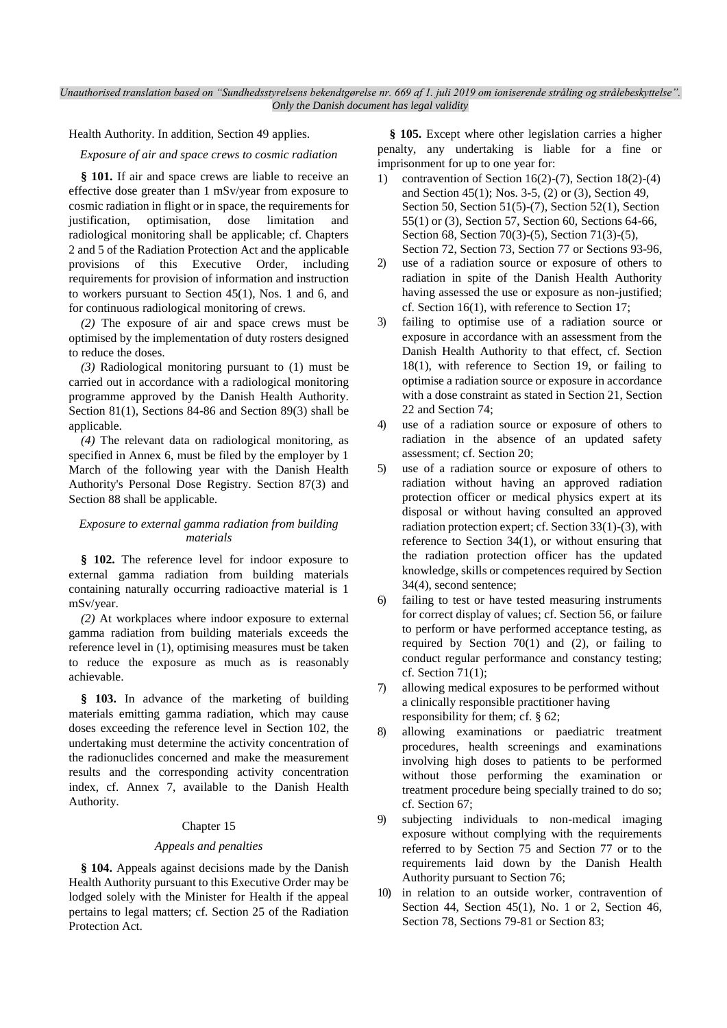Health Authority. In addition, Section 49 applies.

*Exposure of air and space crews to cosmic radiation*

**§ 101.** If air and space crews are liable to receive an effective dose greater than 1 mSv/year from exposure to cosmic radiation in flight or in space, the requirements for justification, optimisation, dose limitation and radiological monitoring shall be applicable; cf. Chapters 2 and 5 of the Radiation Protection Act and the applicable provisions of this Executive Order, including requirements for provision of information and instruction to workers pursuant to Section 45(1), Nos. 1 and 6, and for continuous radiological monitoring of crews.

*(2)* The exposure of air and space crews must be optimised by the implementation of duty rosters designed to reduce the doses.

*(3)* Radiological monitoring pursuant to (1) must be carried out in accordance with a radiological monitoring programme approved by the Danish Health Authority. Section 81(1), Sections 84-86 and Section 89(3) shall be applicable.

*(4)* The relevant data on radiological monitoring, as specified in Annex 6, must be filed by the employer by 1 March of the following year with the Danish Health Authority's Personal Dose Registry. Section 87(3) and Section 88 shall be applicable.

*Exposure to external gamma radiation from building materials*

**§ 102.** The reference level for indoor exposure to external gamma radiation from building materials containing naturally occurring radioactive material is 1 mSv/year.

*(2)* At workplaces where indoor exposure to external gamma radiation from building materials exceeds the reference level in (1), optimising measures must be taken to reduce the exposure as much as is reasonably achievable.

**§ 103.** In advance of the marketing of building materials emitting gamma radiation, which may cause doses exceeding the reference level in Section 102, the undertaking must determine the activity concentration of the radionuclides concerned and make the measurement results and the corresponding activity concentration index, cf. Annex 7, available to the Danish Health Authority.

## Chapter 15

### *Appeals and penalties*

**§ 104.** Appeals against decisions made by the Danish Health Authority pursuant to this Executive Order may be lodged solely with the Minister for Health if the appeal pertains to legal matters; cf. Section 25 of the Radiation Protection Act.

**§ 105.** Except where other legislation carries a higher penalty, any undertaking is liable for a fine or imprisonment for up to one year for:

1) contravention of Section 16(2)-(7), Section 18(2)-(4) and Section 45(1); Nos. 3-5, (2) or (3), Section 49, Section 50, Section 51(5)-(7), Section 52(1), Section 55(1) or (3), Section 57, Section 60, Sections 64-66, Section 68, Section 70(3)-(5), Section 71(3)-(5), Section 72, Section 73, Section 77 or Sections 93-96,
2) use of a radiation source or exposure of others to radiation in spite of the Danish Health Authority having assessed the use or exposure as non-justified; cf. Section 16(1), with reference to Section 17;
3) failing to optimise use of a radiation source or exposure in accordance with an assessment from the Danish Health Authority to that effect, cf. Section 18(1), with reference to Section 19, or failing to optimise a radiation source or exposure in accordance with a dose constraint as stated in Section 21, Section 22 and Section 74;
4) use of a radiation source or exposure of others to radiation in the absence of an updated safety assessment; cf. Section 20;
5) use of a radiation source or exposure of others to radiation without having an approved radiation protection officer or medical physics expert at its disposal or without having consulted an approved radiation protection expert; cf. Section 33(1)-(3), with reference to Section 34(1), or without ensuring that the radiation protection officer has the updated knowledge, skills or competences required by Section 34(4), second sentence;
6) failing to test or have tested measuring instruments for correct display of values; cf. Section 56, or failure to perform or have performed acceptance testing, as required by Section 70(1) and (2), or failing to conduct regular performance and constancy testing; cf. Section 71(1);
7) allowing medical exposures to be performed without a clinically responsible practitioner having responsibility for them; cf. § 62;
8) allowing examinations or paediatric treatment procedures, health screenings and examinations involving high doses to patients to be performed without those performing the examination or treatment procedure being specially trained to do so; cf. Section 67;
9) subjecting individuals to non-medical imaging exposure without complying with the requirements referred to by Section 75 and Section 77 or to the requirements laid down by the Danish Health Authority pursuant to Section 76;
10) in relation to an outside worker, contravention of Section 44, Section 45(1), No. 1 or 2, Section 46, Section 78, Sections 79-81 or Section 83;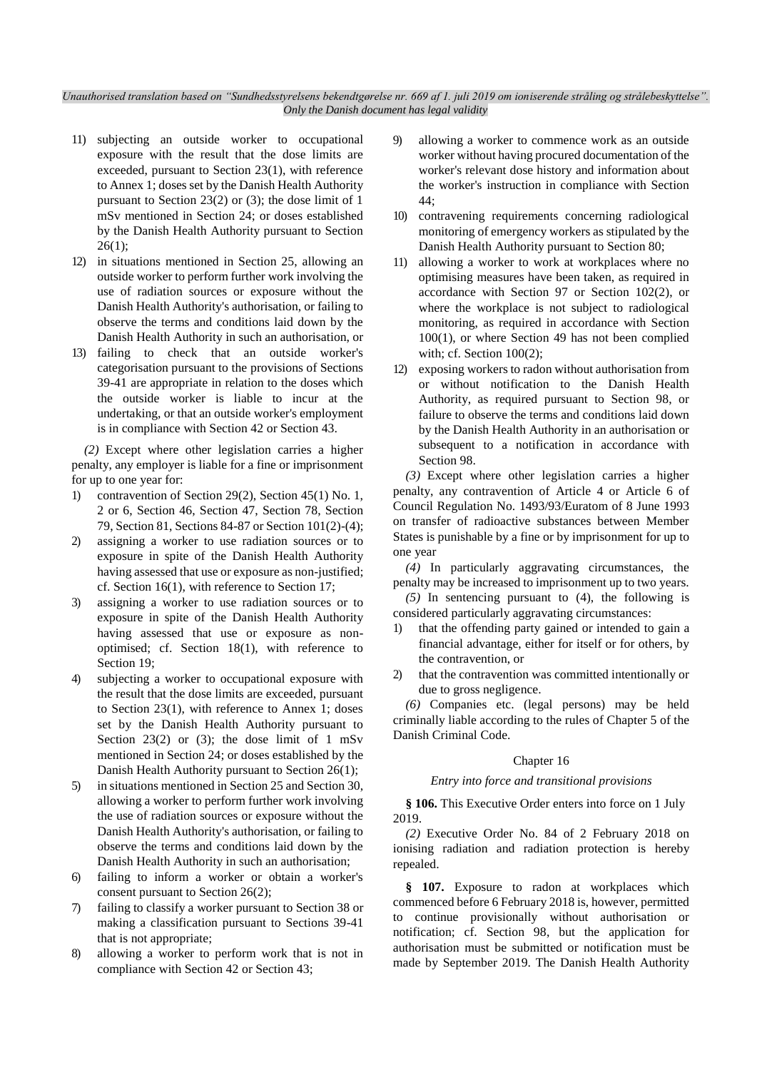11) subjecting an outside worker to occupational exposure with the result that the dose limits are exceeded, pursuant to Section 23(1), with reference to Annex 1; doses set by the Danish Health Authority pursuant to Section 23(2) or (3); the dose limit of 1 mSv mentioned in Section 24; or doses established by the Danish Health Authority pursuant to Section 26(1);
12) in situations mentioned in Section 25, allowing an outside worker to perform further work involving the use of radiation sources or exposure without the Danish Health Authority's authorisation, or failing to observe the terms and conditions laid down by the Danish Health Authority in such an authorisation, or
13) failing to check that an outside worker's categorisation pursuant to the provisions of Sections 39-41 are appropriate in relation to the doses which the outside worker is liable to incur at the undertaking, or that an outside worker's employment is in compliance with Section 42 or Section 43.

*(2)* Except where other legislation carries a higher penalty, any employer is liable for a fine or imprisonment for up to one year for:

1) contravention of Section 29(2), Section 45(1) No. 1, 2 or 6, Section 46, Section 47, Section 78, Section 79, Section 81, Sections 84-87 or Section 101(2)-(4);
2) assigning a worker to use radiation sources or to exposure in spite of the Danish Health Authority having assessed that use or exposure as non-justified; cf. Section 16(1), with reference to Section 17;
3) assigning a worker to use radiation sources or to exposure in spite of the Danish Health Authority having assessed that use or exposure as non-optimised; cf. Section 18(1), with reference to Section 19;
4) subjecting a worker to occupational exposure with the result that the dose limits are exceeded, pursuant to Section 23(1), with reference to Annex 1; doses set by the Danish Health Authority pursuant to Section 23(2) or (3); the dose limit of 1 mSv mentioned in Section 24; or doses established by the Danish Health Authority pursuant to Section 26(1);
5) in situations mentioned in Section 25 and Section 30, allowing a worker to perform further work involving the use of radiation sources or exposure without the Danish Health Authority's authorisation, or failing to observe the terms and conditions laid down by the Danish Health Authority in such an authorisation;
6) failing to inform a worker or obtain a worker's consent pursuant to Section 26(2);
7) failing to classify a worker pursuant to Section 38 or making a classification pursuant to Sections 39-41 that is not appropriate;
8) allowing a worker to perform work that is not in compliance with Section 42 or Section 43;
9) allowing a worker to commence work as an outside worker without having procured documentation of the worker's relevant dose history and information about the worker's instruction in compliance with Section 44;
10) contravening requirements concerning radiological monitoring of emergency workers as stipulated by the Danish Health Authority pursuant to Section 80;
11) allowing a worker to work at workplaces where no optimising measures have been taken, as required in accordance with Section 97 or Section 102(2), or where the workplace is not subject to radiological monitoring, as required in accordance with Section 100(1), or where Section 49 has not been complied with; cf. Section 100(2);
12) exposing workers to radon without authorisation from or without notification to the Danish Health Authority, as required pursuant to Section 98, or failure to observe the terms and conditions laid down by the Danish Health Authority in an authorisation or subsequent to a notification in accordance with Section 98.

*(3)* Except where other legislation carries a higher penalty, any contravention of Article 4 or Article 6 of Council Regulation No. 1493/93/Euratom of 8 June 1993 on transfer of radioactive substances between Member States is punishable by a fine or by imprisonment for up to one year

*(4)* In particularly aggravating circumstances, the penalty may be increased to imprisonment up to two years.

*(5)* In sentencing pursuant to (4), the following is considered particularly aggravating circumstances:

1) that the offending party gained or intended to gain a financial advantage, either for itself or for others, by the contravention, or
2) that the contravention was committed intentionally or due to gross negligence.

*(6)* Companies etc. (legal persons) may be held criminally liable according to the rules of Chapter 5 of the Danish Criminal Code.

## Chapter 16

### *Entry into force and transitional provisions*

**§ 106.** This Executive Order enters into force on 1 July 2019.

*(2)* Executive Order No. 84 of 2 February 2018 on ionising radiation and radiation protection is hereby repealed.

**§ 107.** Exposure to radon at workplaces which commenced before 6 February 2018 is, however, permitted to continue provisionally without authorisation or notification; cf. Section 98, but the application for authorisation must be submitted or notification must be made by September 2019. The Danish Health Authority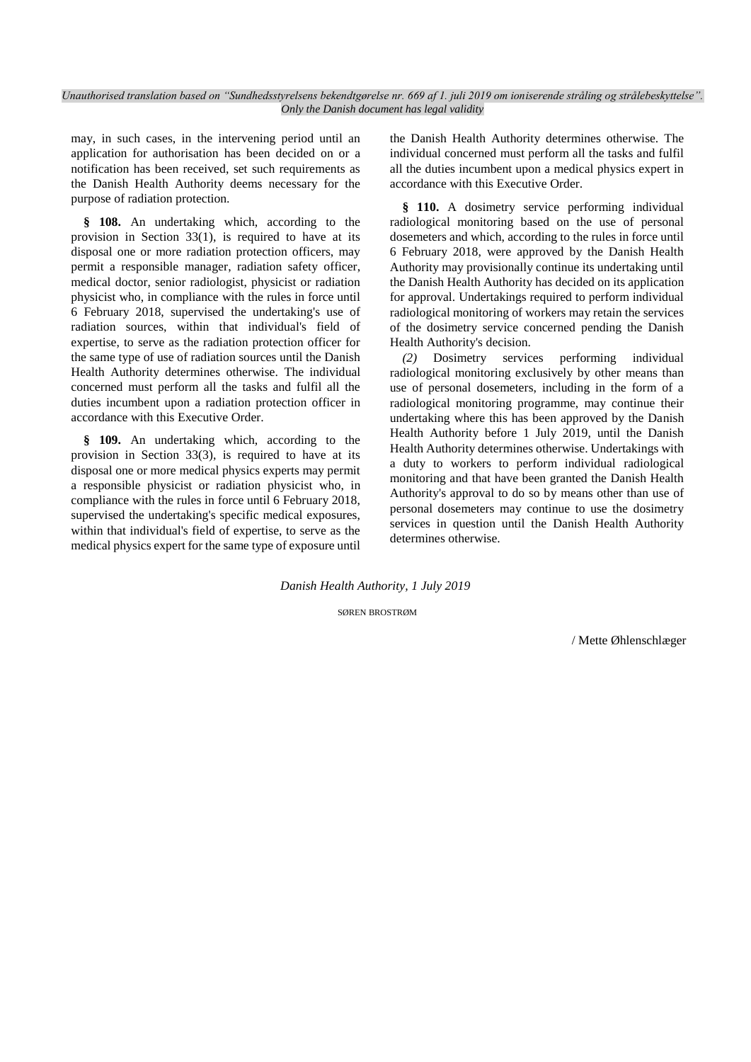may, in such cases, in the intervening period until an application for authorisation has been decided on or a notification has been received, set such requirements as the Danish Health Authority deems necessary for the purpose of radiation protection.

**§ 108.** An undertaking which, according to the provision in Section 33(1), is required to have at its disposal one or more radiation protection officers, may permit a responsible manager, radiation safety officer, medical doctor, senior radiologist, physicist or radiation physicist who, in compliance with the rules in force until 6 February 2018, supervised the undertaking's use of radiation sources, within that individual's field of expertise, to serve as the radiation protection officer for the same type of use of radiation sources until the Danish Health Authority determines otherwise. The individual concerned must perform all the tasks and fulfil all the duties incumbent upon a radiation protection officer in accordance with this Executive Order.

**§ 109.** An undertaking which, according to the provision in Section 33(3), is required to have at its disposal one or more medical physics experts may permit a responsible physicist or radiation physicist who, in compliance with the rules in force until 6 February 2018, supervised the undertaking's specific medical exposures, within that individual's field of expertise, to serve as the medical physics expert for the same type of exposure until the Danish Health Authority determines otherwise. The individual concerned must perform all the tasks and fulfil all the duties incumbent upon a medical physics expert in accordance with this Executive Order.

**§ 110.** A dosimetry service performing individual radiological monitoring based on the use of personal dosemeters and which, according to the rules in force until 6 February 2018, were approved by the Danish Health Authority may provisionally continue its undertaking until the Danish Health Authority has decided on its application for approval. Undertakings required to perform individual radiological monitoring of workers may retain the services of the dosimetry service concerned pending the Danish Health Authority's decision.

*(2)* Dosimetry services performing individual radiological monitoring exclusively by other means than use of personal dosemeters, including in the form of a radiological monitoring programme, may continue their undertaking where this has been approved by the Danish Health Authority before 1 July 2019, until the Danish Health Authority determines otherwise. Undertakings with a duty to workers to perform individual radiological monitoring and that have been granted the Danish Health Authority's approval to do so by means other than use of personal dosemeters may continue to use the dosimetry services in question until the Danish Health Authority determines otherwise.

*Danish Health Authority, 1 July 2019*

SØREN BROSTRØM

/ Mette Øhlenschlæger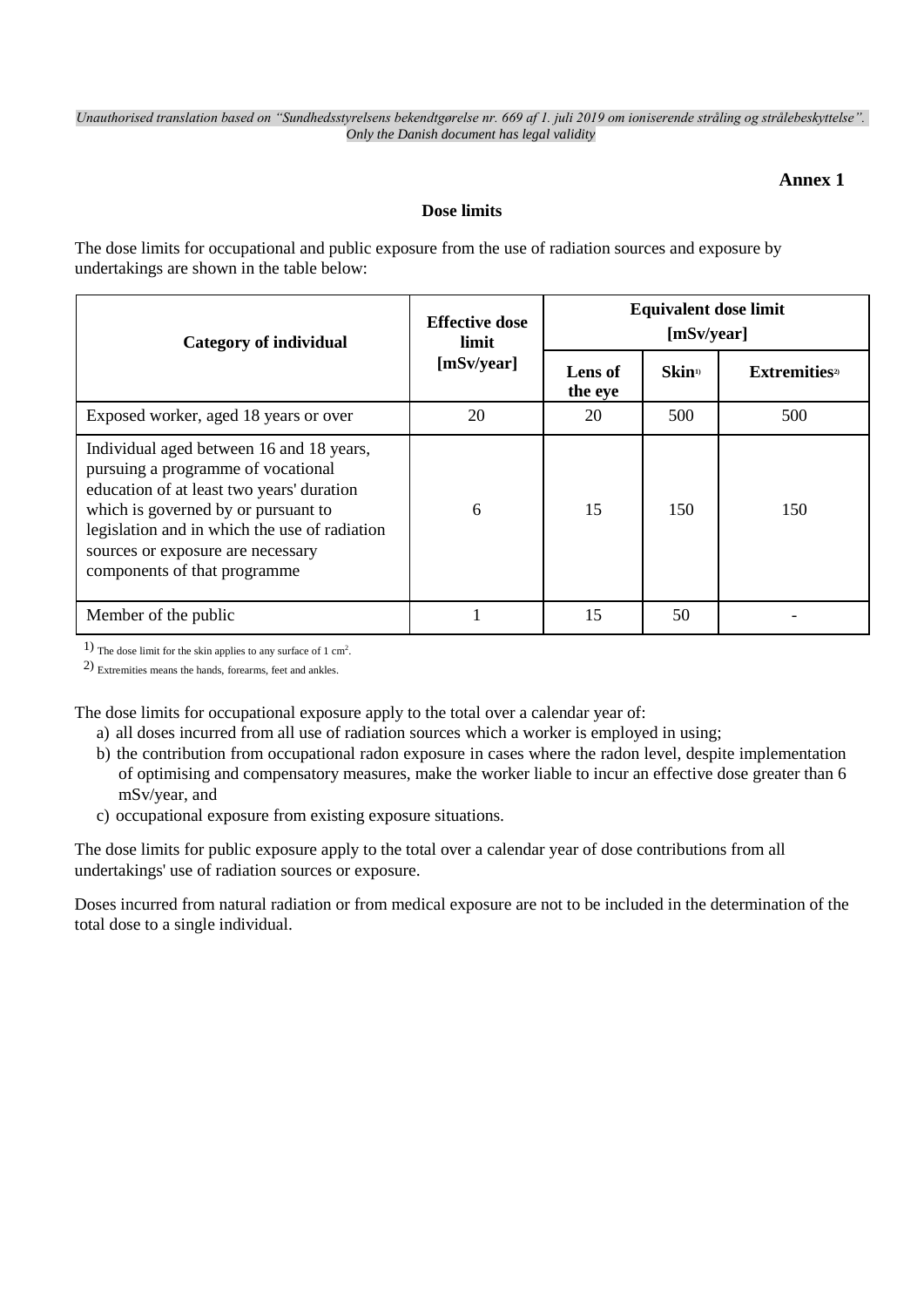*Unauthorised translation based on "Sundhedsstyrelsens bekendtgørelse nr. 669 af 1. juli 2019 om ioniserende stråling og strålebeskyttelse". Only the Danish document has legal validity*

**Annex 1**

**Dose limits**

The dose limits for occupational and public exposure from the use of radiation sources and exposure by undertakings are shown in the table below:

| Category of individual | Effective dose limit [mSv/year] | Equivalent dose limit [mSv/year] | | |
|---|---|---|---|---|
| | | Lens of the eye | Skin[1)] | Extremities[2)] |
| Exposed worker, aged 18 years or over | 20 | 20 | 500 | 500 |
| Individual aged between 16 and 18 years, pursuing a programme of vocational education of at least two years' duration which is governed by or pursuant to legislation and in which the use of radiation sources or exposure are necessary components of that programme | 6 | 15 | 150 | 150 |
| Member of the public | 1 | 15 | 50 | - |

1) The dose limit for the skin applies to any surface of 1 $cm^2$.

2) Extremities means the hands, forearms, feet and ankles.

The dose limits for occupational exposure apply to the total over a calendar year of:

a) all doses incurred from all use of radiation sources which a worker is employed in using;
b) the contribution from occupational radon exposure in cases where the radon level, despite implementation of optimising and compensatory measures, make the worker liable to incur an effective dose greater than 6 mSv/year, and
c) occupational exposure from existing exposure situations.

The dose limits for public exposure apply to the total over a calendar year of dose contributions from all undertakings' use of radiation sources or exposure.

Doses incurred from natural radiation or from medical exposure are not to be included in the determination of the total dose to a single individual.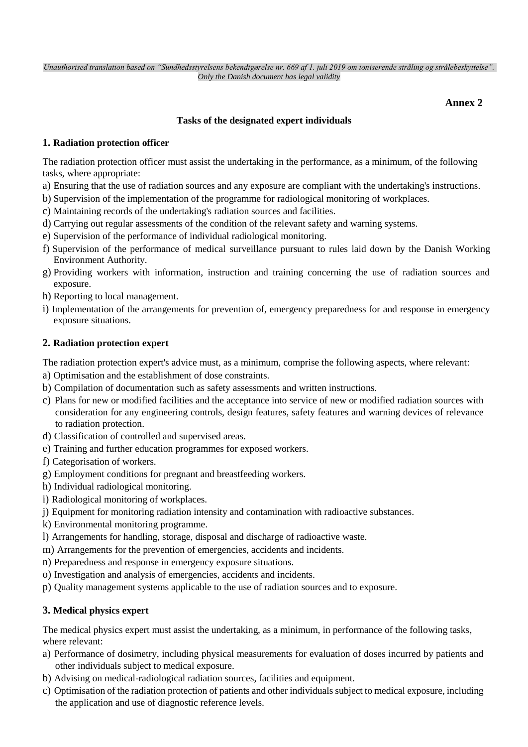*Unauthorised translation based on "Sundhedsstyrelsens bekendtgørelse nr. 669 af 1. juli 2019 om ioniserende stråling og strålebeskyttelse". Only the Danish document has legal validity*

**Annex 2**

## Tasks of the designated expert individuals

### 1. Radiation protection officer

The radiation protection officer must assist the undertaking in the performance, as a minimum, of the following tasks, where appropriate:

a) Ensuring that the use of radiation sources and any exposure are compliant with the undertaking's instructions.
b) Supervision of the implementation of the programme for radiological monitoring of workplaces.
c) Maintaining records of the undertaking's radiation sources and facilities.
d) Carrying out regular assessments of the condition of the relevant safety and warning systems.
e) Supervision of the performance of individual radiological monitoring.
f) Supervision of the performance of medical surveillance pursuant to rules laid down by the Danish Working Environment Authority.
g) Providing workers with information, instruction and training concerning the use of radiation sources and exposure.
h) Reporting to local management.
i) Implementation of the arrangements for prevention of, emergency preparedness for and response in emergency exposure situations.

### 2. Radiation protection expert

The radiation protection expert's advice must, as a minimum, comprise the following aspects, where relevant:

a) Optimisation and the establishment of dose constraints.
b) Compilation of documentation such as safety assessments and written instructions.
c) Plans for new or modified facilities and the acceptance into service of new or modified radiation sources with consideration for any engineering controls, design features, safety features and warning devices of relevance to radiation protection.
d) Classification of controlled and supervised areas.
e) Training and further education programmes for exposed workers.
f) Categorisation of workers.
g) Employment conditions for pregnant and breastfeeding workers.
h) Individual radiological monitoring.
i) Radiological monitoring of workplaces.
j) Equipment for monitoring radiation intensity and contamination with radioactive substances.
k) Environmental monitoring programme.
l) Arrangements for handling, storage, disposal and discharge of radioactive waste.
m) Arrangements for the prevention of emergencies, accidents and incidents.
n) Preparedness and response in emergency exposure situations.
o) Investigation and analysis of emergencies, accidents and incidents.
p) Quality management systems applicable to the use of radiation sources and to exposure.

### 3. Medical physics expert

The medical physics expert must assist the undertaking, as a minimum, in performance of the following tasks, where relevant:

a) Performance of dosimetry, including physical measurements for evaluation of doses incurred by patients and other individuals subject to medical exposure.
b) Advising on medical-radiological radiation sources, facilities and equipment.
c) Optimisation of the radiation protection of patients and other individuals subject to medical exposure, including the application and use of diagnostic reference levels.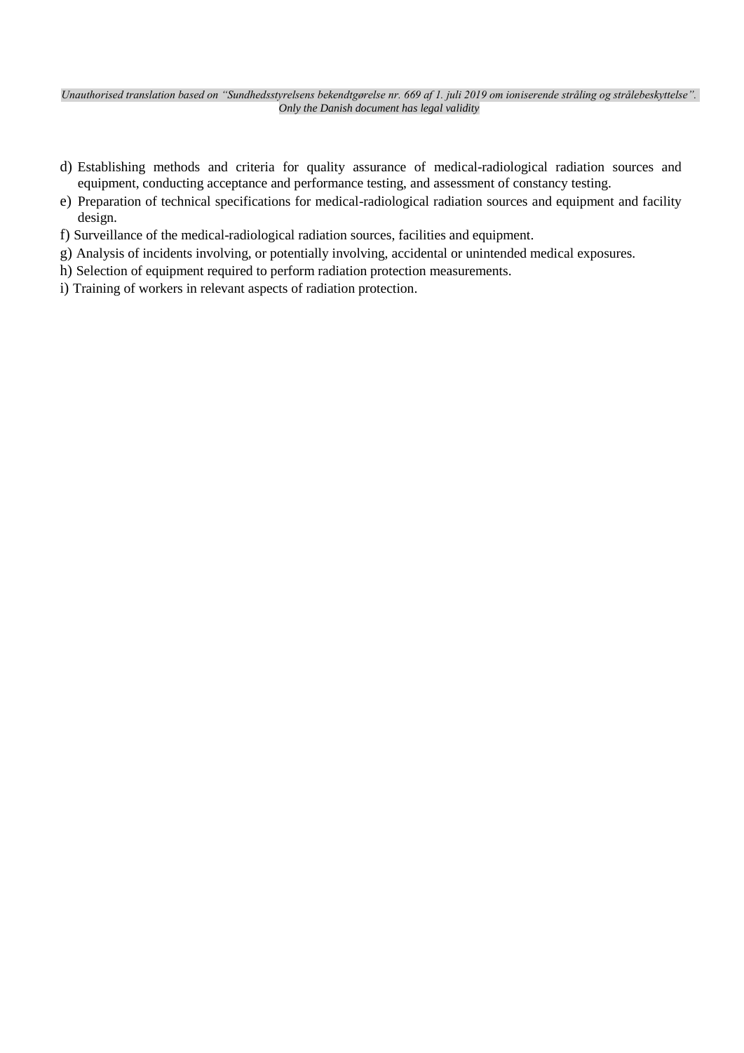d) Establishing methods and criteria for quality assurance of medical-radiological radiation sources and equipment, conducting acceptance and performance testing, and assessment of constancy testing.
e) Preparation of technical specifications for medical-radiological radiation sources and equipment and facility design.
f) Surveillance of the medical-radiological radiation sources, facilities and equipment.
g) Analysis of incidents involving, or potentially involving, accidental or unintended medical exposures.
h) Selection of equipment required to perform radiation protection measurements.
i) Training of workers in relevant aspects of radiation protection.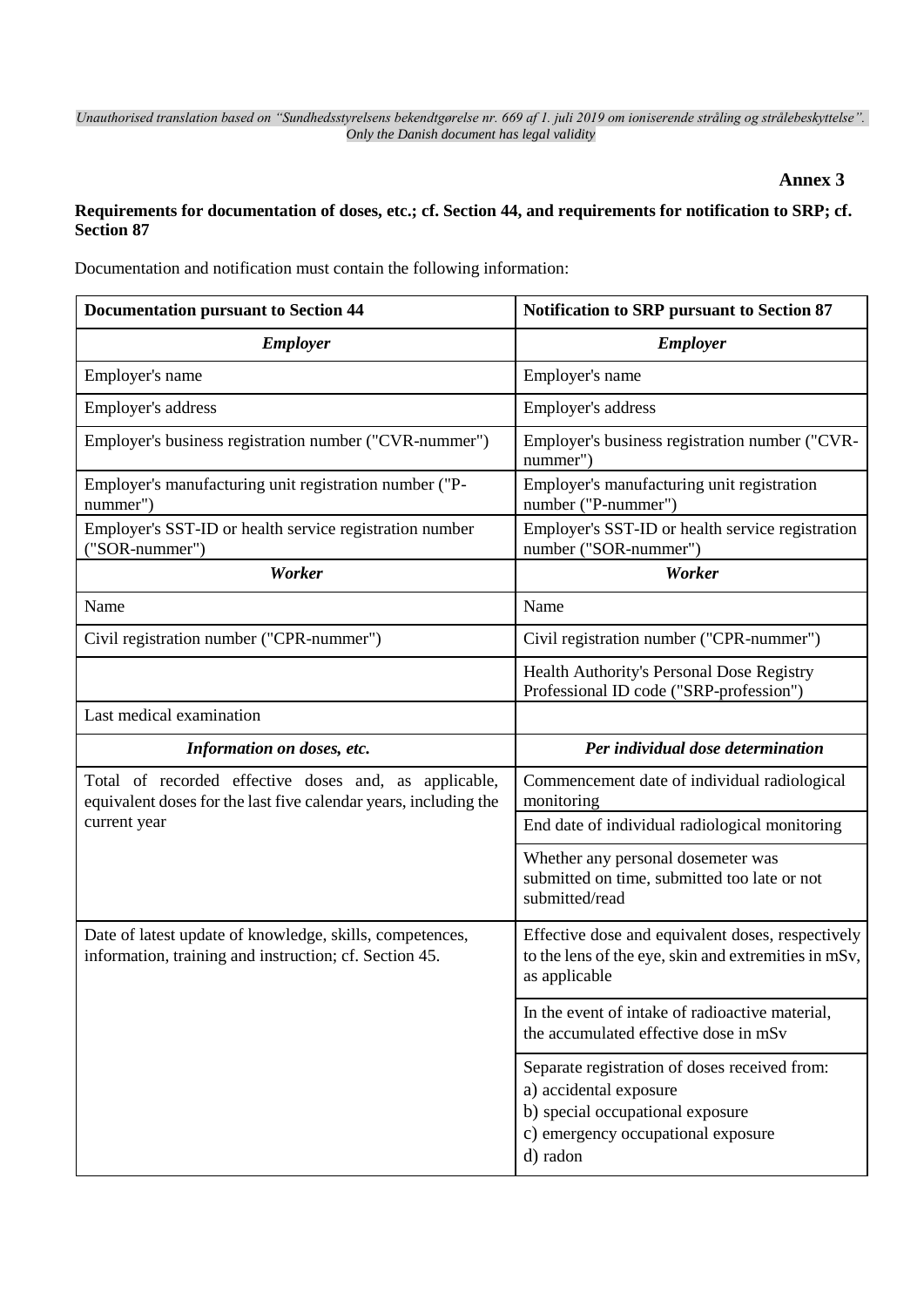*Unauthorised translation based on "Sundhedsstyrelsens bekendtgørelse nr. 669 af 1. juli 2019 om ioniserende stråling og strålebeskyttelse". Only the Danish document has legal validity*

**Annex 3**

**Requirements for documentation of doses, etc.; cf. Section 44, and requirements for notification to SRP; cf. Section 87**

Documentation and notification must contain the following information:

| Documentation pursuant to Section 44 | Notification to SRP pursuant to Section 87 |
|---|---|
| ***Employer*** | ***Employer*** |
| Employer's name | Employer's name |
| Employer's address | Employer's address |
| Employer's business registration number ("CVR-nummer") | Employer's business registration number ("CVR-nummer") |
| Employer's manufacturing unit registration number ("P-nummer") | Employer's manufacturing unit registration number ("P-nummer") |
| Employer's SST-ID or health service registration number ("SOR-nummer") | Employer's SST-ID or health service registration number ("SOR-nummer") |
| ***Worker*** | ***Worker*** |
| Name | Name |
| Civil registration number ("CPR-nummer") | Civil registration number ("CPR-nummer") |
| | Health Authority's Personal Dose Registry Professional ID code ("SRP-profession") |
| Last medical examination | |
| ***Information on doses, etc.*** | ***Per individual dose determination*** |
| Total of recorded effective doses and, as applicable, equivalent doses for the last five calendar years, including the current year | Commencement date of individual radiological monitoring |
| | End date of individual radiological monitoring |
| | Whether any personal dosemeter was submitted on time, submitted too late or not submitted/read |
| Date of latest update of knowledge, skills, competences, information, training and instruction; cf. Section 45. | Effective dose and equivalent doses, respectively to the lens of the eye, skin and extremities in mSv, as applicable |
| | In the event of intake of radioactive material, the accumulated effective dose in mSv |
| | Separate registration of doses received from:<br>a) accidental exposure<br>b) special occupational exposure<br>c) emergency occupational exposure<br>d) radon |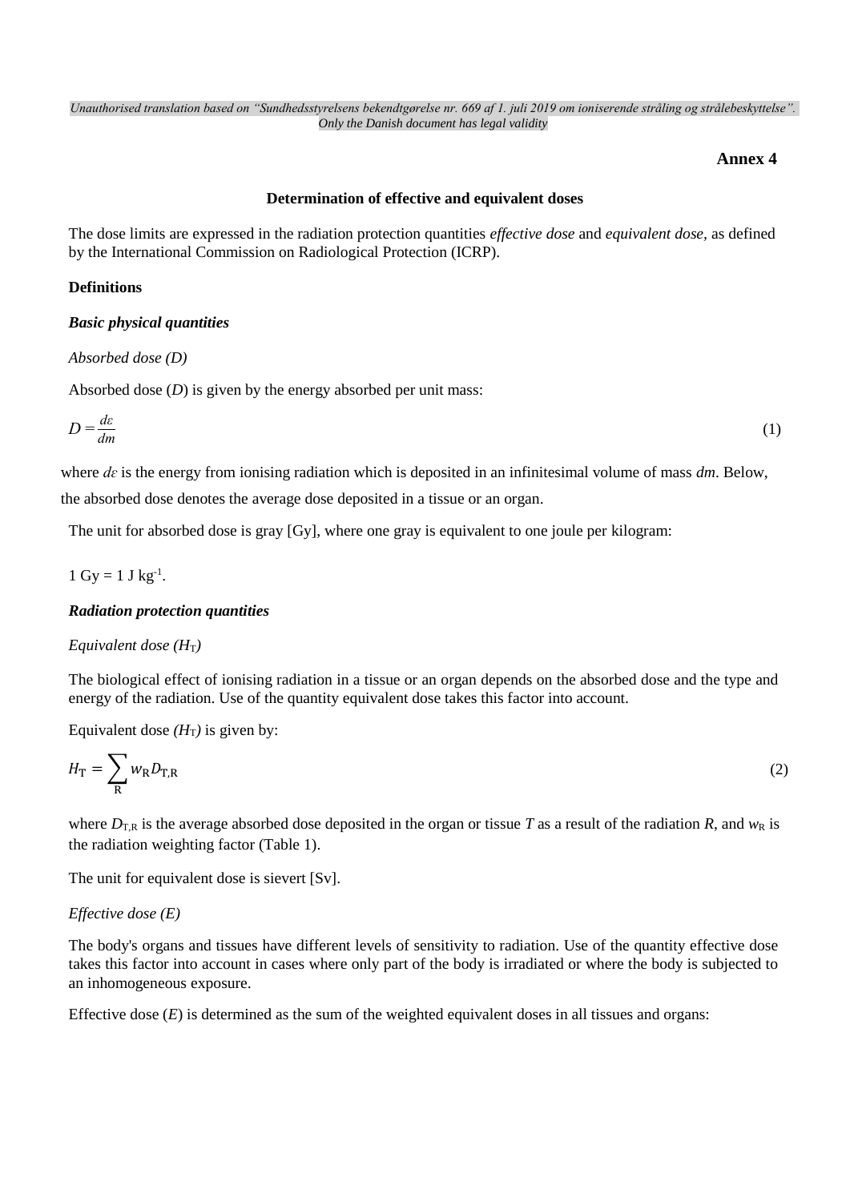*Unauthorised translation based on "Sundhedsstyrelsens bekendtgørelse nr. 669 af 1. juli 2019 om ioniserende stråling og strålebeskyttelse". Only the Danish document has legal validity*

**Annex 4**

## Determination of effective and equivalent doses

The dose limits are expressed in the radiation protection quantities *effective dose* and *equivalent dose*, as defined by the International Commission on Radiological Protection (ICRP).

### Definitions

#### *Basic physical quantities*

*Absorbed dose (D)*

Absorbed dose ($D$) is given by the energy absorbed per unit mass:

$$D = \frac{d\varepsilon}{dm} \tag{1}$$

where $d\varepsilon$ is the energy from ionising radiation which is deposited in an infinitesimal volume of mass $dm$. Below, the absorbed dose denotes the average dose deposited in a tissue or an organ.

The unit for absorbed dose is gray [Gy], where one gray is equivalent to one joule per kilogram:

1 Gy = 1 J $kg^{-1}$.

#### *Radiation protection quantities*

*Equivalent dose ($H_T$)*

The biological effect of ionising radiation in a tissue or an organ depends on the absorbed dose and the type and energy of the radiation. Use of the quantity equivalent dose takes this factor into account.

Equivalent dose *($H_T$)* is given by:

$$H_T = \sum_R w_R D_{T,R} \tag{2}$$

where $D_{T,R}$ is the average absorbed dose deposited in the organ or tissue $T$ as a result of the radiation $R$, and $w_R$ is the radiation weighting factor (Table 1).

The unit for equivalent dose is sievert [Sv].

*Effective dose (E)*

The body's organs and tissues have different levels of sensitivity to radiation. Use of the quantity effective dose takes this factor into account in cases where only part of the body is irradiated or where the body is subjected to an inhomogeneous exposure.

Effective dose ($E$) is determined as the sum of the weighted equivalent doses in all tissues and organs: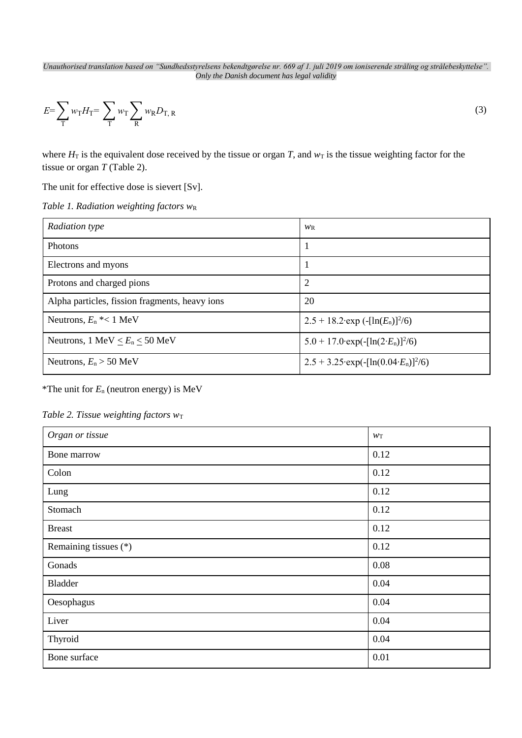$$E=\sum_{T} w_{T}H_{T}=\sum_{T} w_{T}\sum_{R} w_{R}D_{T,R} \tag{3}$$

where $H_T$ is the equivalent dose received by the tissue or organ *T*, and $w_T$ is the tissue weighting factor for the tissue or organ *T* (Table 2).

The unit for effective dose is sievert [Sv].

*Table 1. Radiation weighting factors* $w_R$

| *Radiation type* | $w_R$ |
|---|---|
| Photons | 1 |
| Electrons and myons | 1 |
| Protons and charged pions | 2 |
| Alpha particles, fission fragments, heavy ions | 20 |
| Neutrons, $E_n$ *< 1 MeV | $2.5 + 18.2 \cdot \exp(-[\ln(E_n)]^2/6)$ |
| Neutrons, 1 MeV $\leq E_n \leq$ 50 MeV | $5.0 + 17.0 \cdot \exp(-[\ln(2 \cdot E_n)]^2/6)$ |
| Neutrons, $E_n$ > 50 MeV | $2.5 + 3.25 \cdot \exp(-[\ln(0.04 \cdot E_n)]^2/6)$ |

*The unit for $E_n$ (neutron energy) is MeV

*Table 2. Tissue weighting factors* $w_T$

| *Organ or tissue* | $w_T$ |
|---|---|
| Bone marrow | 0.12 |
| Colon | 0.12 |
| Lung | 0.12 |
| Stomach | 0.12 |
| Breast | 0.12 |
| Remaining tissues (*) | 0.12 |
| Gonads | 0.08 |
| Bladder | 0.04 |
| Oesophagus | 0.04 |
| Liver | 0.04 |
| Thyroid | 0.04 |
| Bone surface | 0.01 |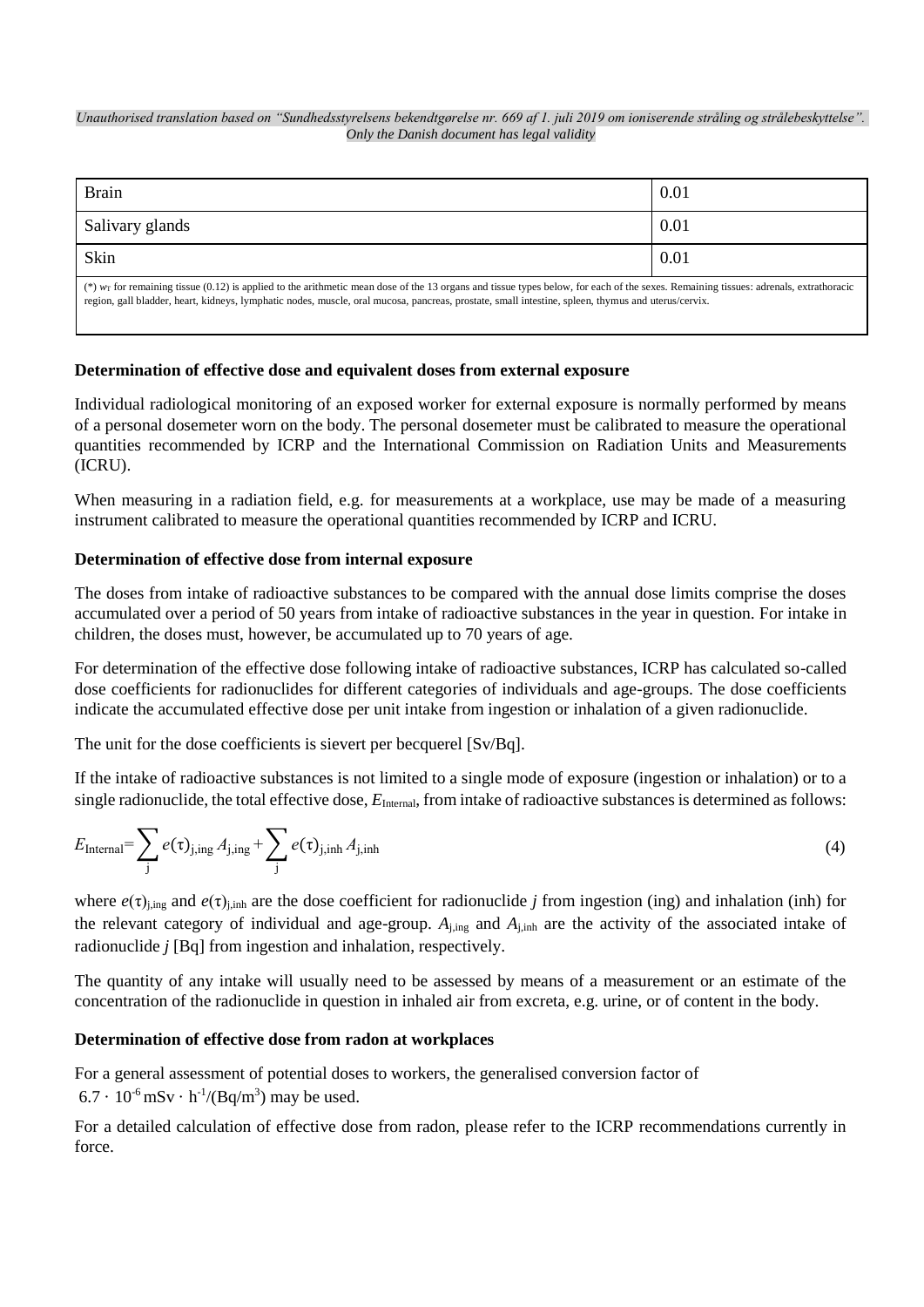| Brain | 0.01 |
| --- | --- |
| Salivary glands | 0.01 |
| Skin | 0.01 |
| (*) $w_T$ for remaining tissue (0.12) is applied to the arithmetic mean dose of the 13 organs and tissue types below, for each of the sexes. Remaining tissues: adrenals, extrathoracic region, gall bladder, heart, kidneys, lymphatic nodes, muscle, oral mucosa, pancreas, prostate, small intestine, spleen, thymus and uterus/cervix. | |

**Determination of effective dose and equivalent doses from external exposure**

Individual radiological monitoring of an exposed worker for external exposure is normally performed by means of a personal dosemeter worn on the body. The personal dosemeter must be calibrated to measure the operational quantities recommended by ICRP and the International Commission on Radiation Units and Measurements (ICRU).

When measuring in a radiation field, e.g. for measurements at a workplace, use may be made of a measuring instrument calibrated to measure the operational quantities recommended by ICRP and ICRU.

**Determination of effective dose from internal exposure**

The doses from intake of radioactive substances to be compared with the annual dose limits comprise the doses accumulated over a period of 50 years from intake of radioactive substances in the year in question. For intake in children, the doses must, however, be accumulated up to 70 years of age.

For determination of the effective dose following intake of radioactive substances, ICRP has calculated so-called dose coefficients for radionuclides for different categories of individuals and age-groups. The dose coefficients indicate the accumulated effective dose per unit intake from ingestion or inhalation of a given radionuclide.

The unit for the dose coefficients is sievert per becquerel [Sv/Bq].

If the intake of radioactive substances is not limited to a single mode of exposure (ingestion or inhalation) or to a single radionuclide, the total effective dose, $E_{\text{Internal}}$, from intake of radioactive substances is determined as follows:

$$E_{\text{Internal}} = \sum_{j} e(\tau)_{j,\text{ing}} A_{j,\text{ing}} + \sum_{j} e(\tau)_{j,\text{inh}} A_{j,\text{inh}} \tag{4}$$

where $e(\tau)_{j,\text{ing}}$ and $e(\tau)_{j,\text{inh}}$ are the dose coefficient for radionuclide $j$ from ingestion (ing) and inhalation (inh) for the relevant category of individual and age-group. $A_{j,\text{ing}}$ and $A_{j,\text{inh}}$ are the activity of the associated intake of radionuclide $j$ [Bq] from ingestion and inhalation, respectively.

The quantity of any intake will usually need to be assessed by means of a measurement or an estimate of the concentration of the radionuclide in question in inhaled air from excreta, e.g. urine, or of content in the body.

**Determination of effective dose from radon at workplaces**

For a general assessment of potential doses to workers, the generalised conversion factor of $6.7 \cdot 10^{-6}\,\text{mSv} \cdot \text{h}^{-1}/(\text{Bq/m}^3)$ may be used.

For a detailed calculation of effective dose from radon, please refer to the ICRP recommendations currently in force.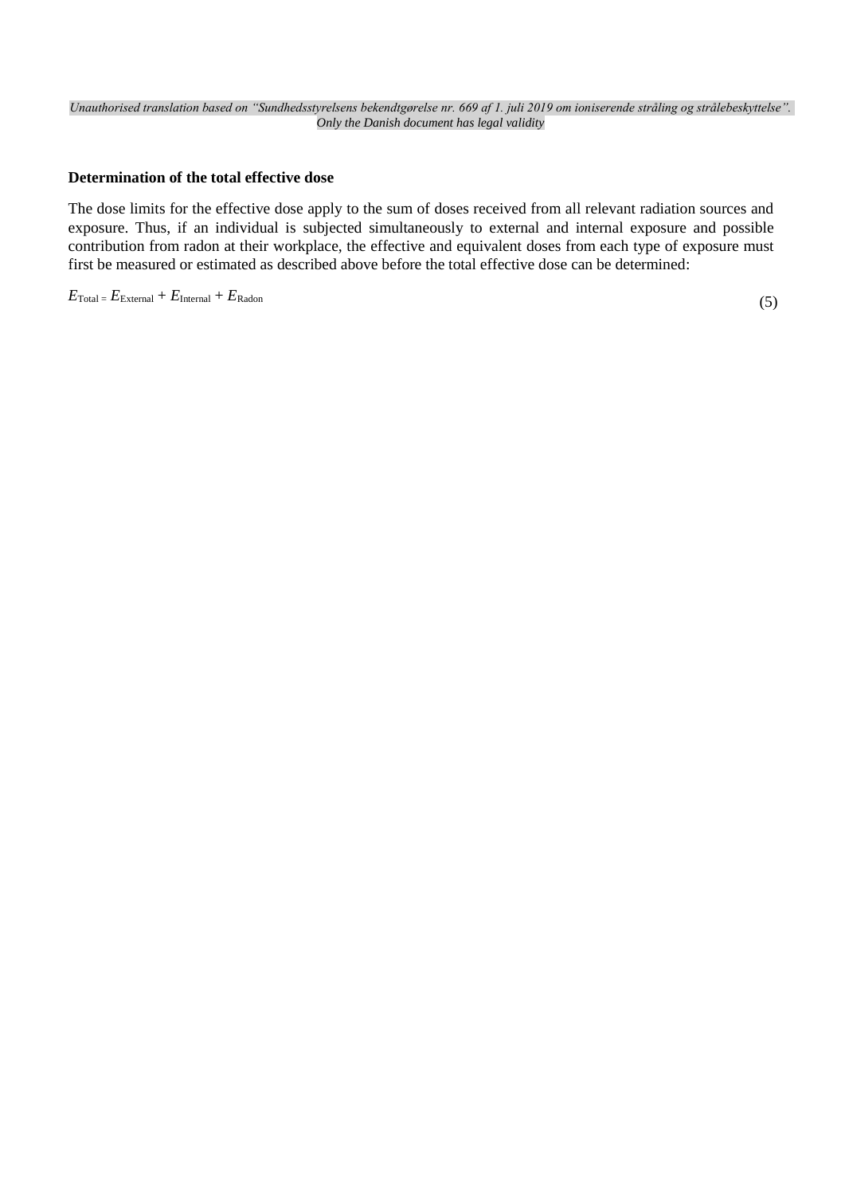**Determination of the total effective dose**

The dose limits for the effective dose apply to the sum of doses received from all relevant radiation sources and exposure. Thus, if an individual is subjected simultaneously to external and internal exposure and possible contribution from radon at their workplace, the effective and equivalent doses from each type of exposure must first be measured or estimated as described above before the total effective dose can be determined:

$$E_{\text{Total}} = E_{\text{External}} + E_{\text{Internal}} + E_{\text{Radon}} \quad (5)$$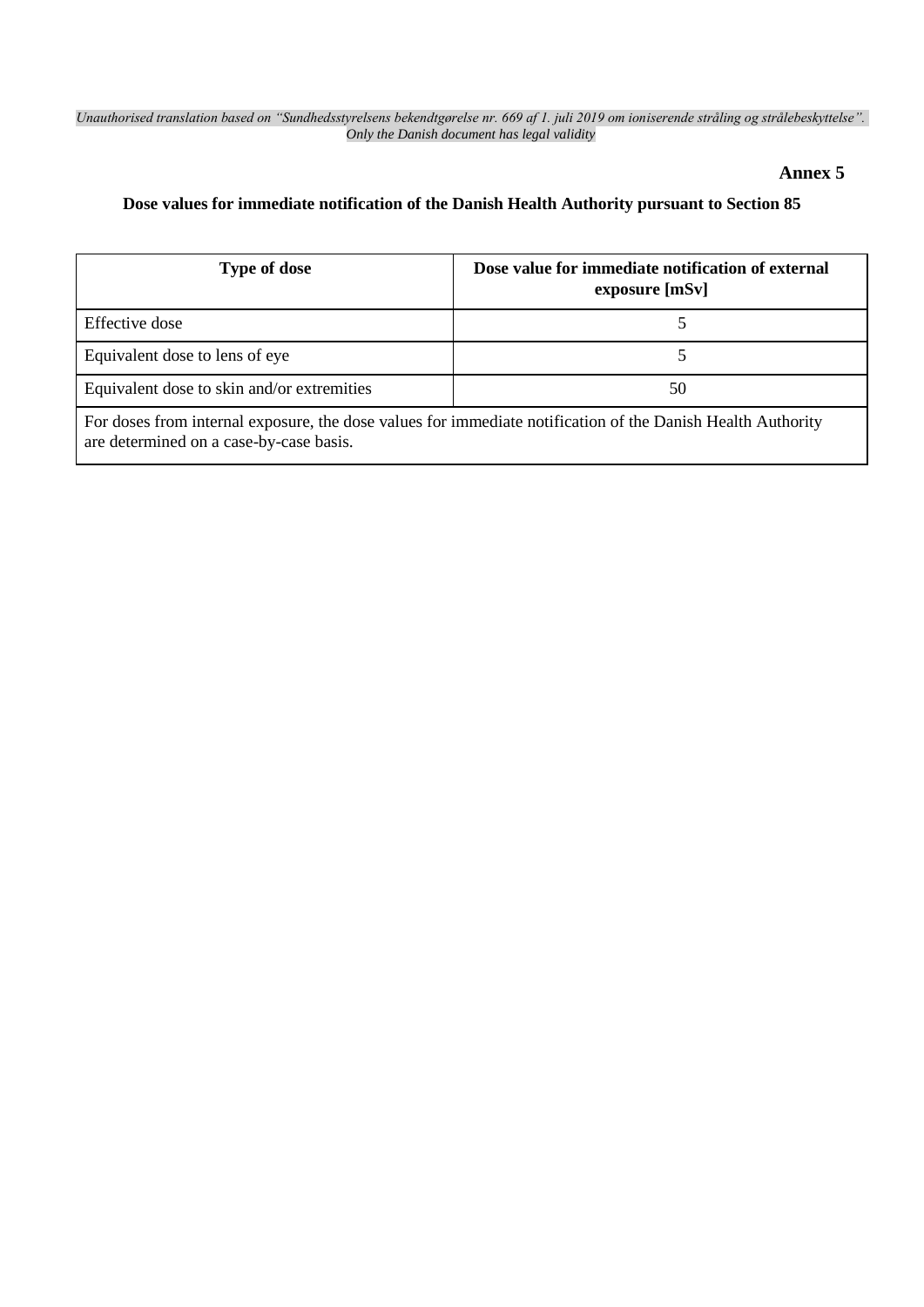*Unauthorised translation based on "Sundhedsstyrelsens bekendtgørelse nr. 669 af 1. juli 2019 om ioniserende stråling og strålebeskyttelse". Only the Danish document has legal validity*

**Annex 5**

**Dose values for immediate notification of the Danish Health Authority pursuant to Section 85**

| Type of dose | Dose value for immediate notification of external exposure [mSv] |
|---|---|
| Effective dose | 5 |
| Equivalent dose to lens of eye | 5 |
| Equivalent dose to skin and/or extremities | 50 |
| For doses from internal exposure, the dose values for immediate notification of the Danish Health Authority are determined on a case-by-case basis. | |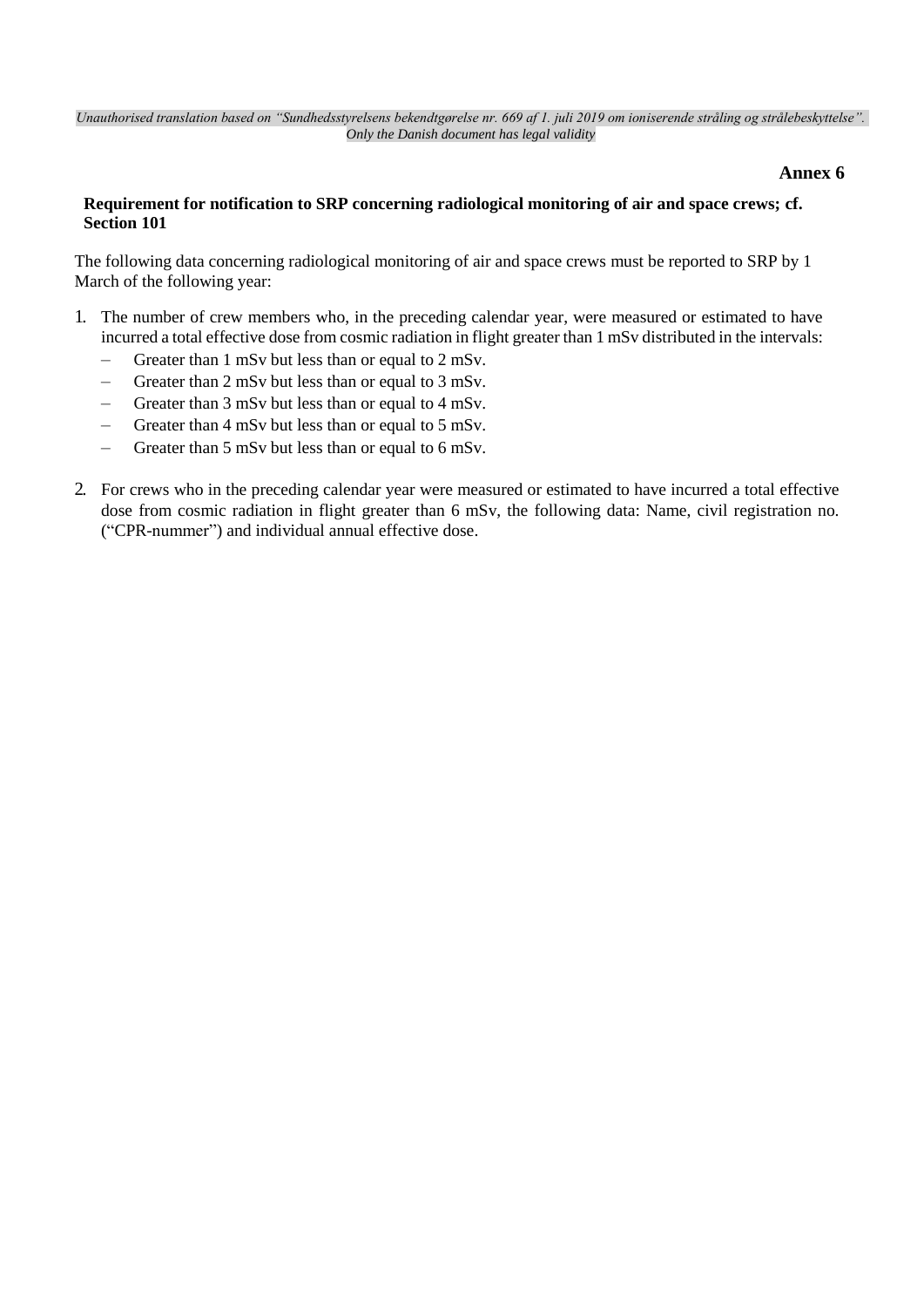*Unauthorised translation based on "Sundhedsstyrelsens bekendtgørelse nr. 669 af 1. juli 2019 om ioniserende stråling og strålebeskyttelse". Only the Danish document has legal validity*

**Annex 6**

**Requirement for notification to SRP concerning radiological monitoring of air and space crews; cf. Section 101**

The following data concerning radiological monitoring of air and space crews must be reported to SRP by 1 March of the following year:

1. The number of crew members who, in the preceding calendar year, were measured or estimated to have incurred a total effective dose from cosmic radiation in flight greater than 1 mSv distributed in the intervals:
   - Greater than 1 mSv but less than or equal to 2 mSv.
   - Greater than 2 mSv but less than or equal to 3 mSv.
   - Greater than 3 mSv but less than or equal to 4 mSv.
   - Greater than 4 mSv but less than or equal to 5 mSv.
   - Greater than 5 mSv but less than or equal to 6 mSv.

2. For crews who in the preceding calendar year were measured or estimated to have incurred a total effective dose from cosmic radiation in flight greater than 6 mSv, the following data: Name, civil registration no. ("CPR-nummer") and individual annual effective dose.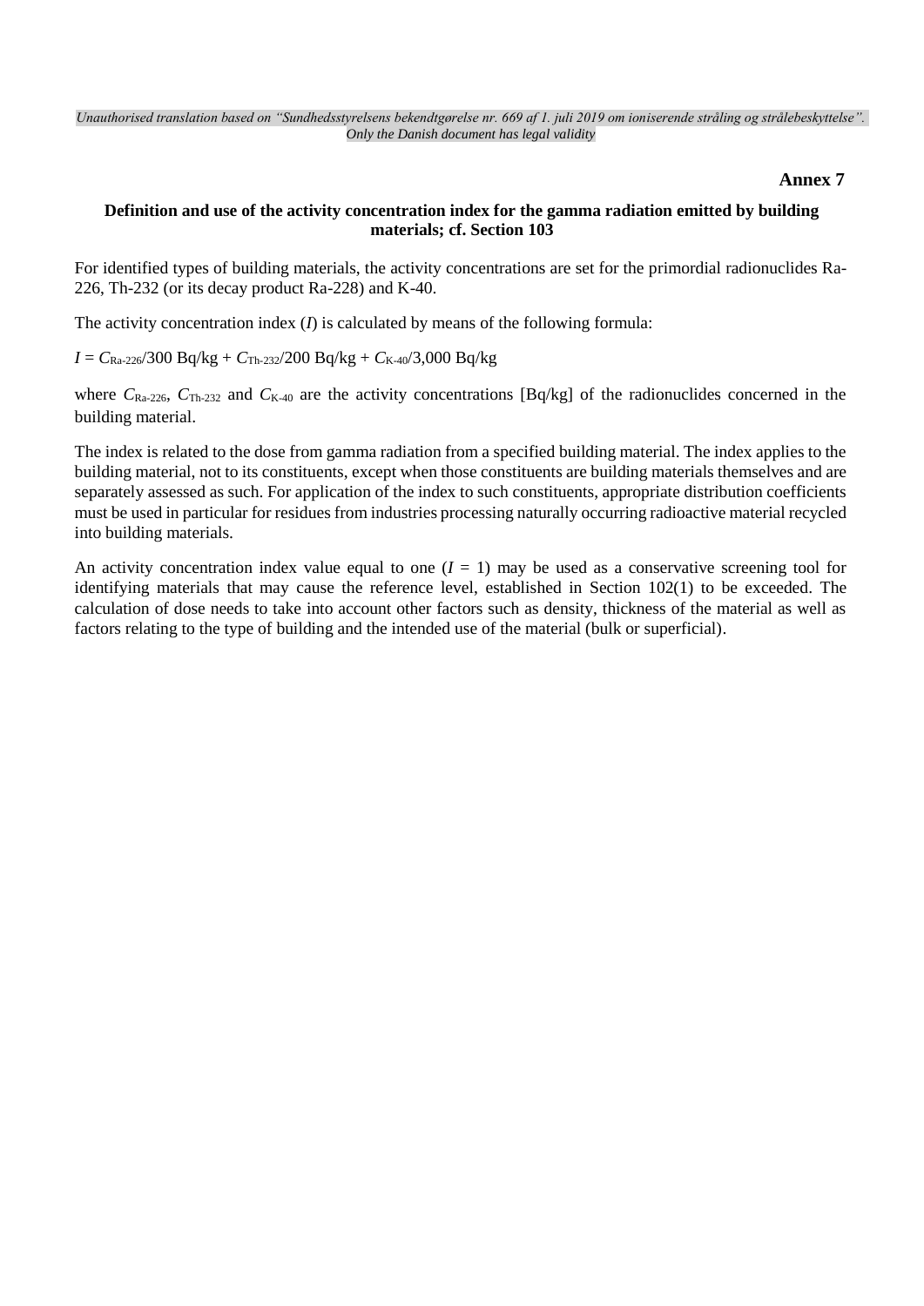*Unauthorised translation based on "Sundhedsstyrelsens bekendtgørelse nr. 669 af 1. juli 2019 om ioniserende stråling og strålebeskyttelse". Only the Danish document has legal validity*

**Annex 7**

## Definition and use of the activity concentration index for the gamma radiation emitted by building materials; cf. Section 103

For identified types of building materials, the activity concentrations are set for the primordial radionuclides Ra-226, Th-232 (or its decay product Ra-228) and K-40.

The activity concentration index ($I$) is calculated by means of the following formula:

$$I = C_{\text{Ra-226}}/300\ \text{Bq/kg} + C_{\text{Th-232}}/200\ \text{Bq/kg} + C_{\text{K-40}}/3{,}000\ \text{Bq/kg}$$

where $C_{\text{Ra-226}}$, $C_{\text{Th-232}}$ and $C_{\text{K-40}}$ are the activity concentrations [Bq/kg] of the radionuclides concerned in the building material.

The index is related to the dose from gamma radiation from a specified building material. The index applies to the building material, not to its constituents, except when those constituents are building materials themselves and are separately assessed as such. For application of the index to such constituents, appropriate distribution coefficients must be used in particular for residues from industries processing naturally occurring radioactive material recycled into building materials.

An activity concentration index value equal to one ($I = 1$) may be used as a conservative screening tool for identifying materials that may cause the reference level, established in Section 102(1) to be exceeded. The calculation of dose needs to take into account other factors such as density, thickness of the material as well as factors relating to the type of building and the intended use of the material (bulk or superficial).